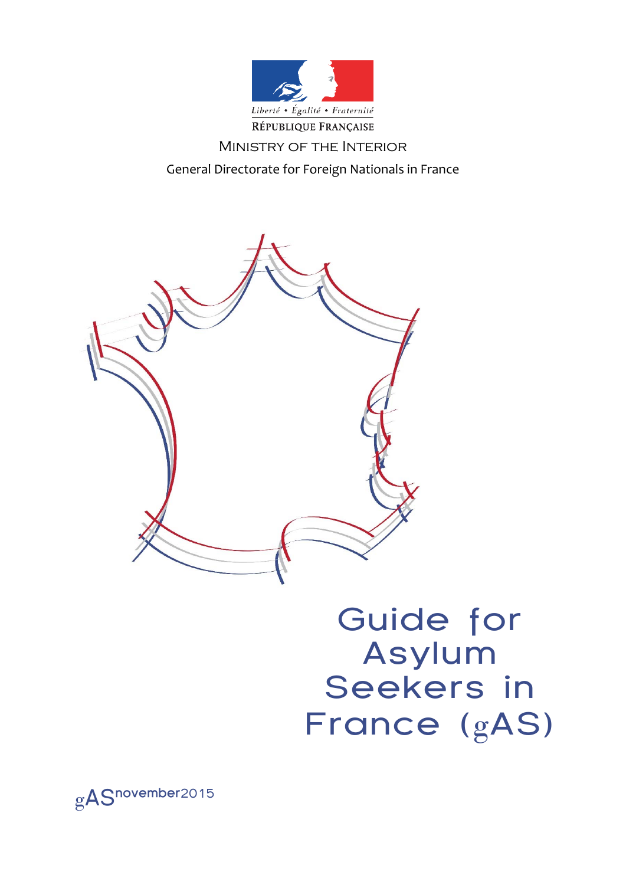Liberté • Égalité • Fraternité

RÉPUBLIQUE FRANÇAISE

MINISTRY OF THE INTERIOR

General Directorate for Foreign Nationals in France

# Guide for Asylum Seekers in France (gAS)

gAS november2015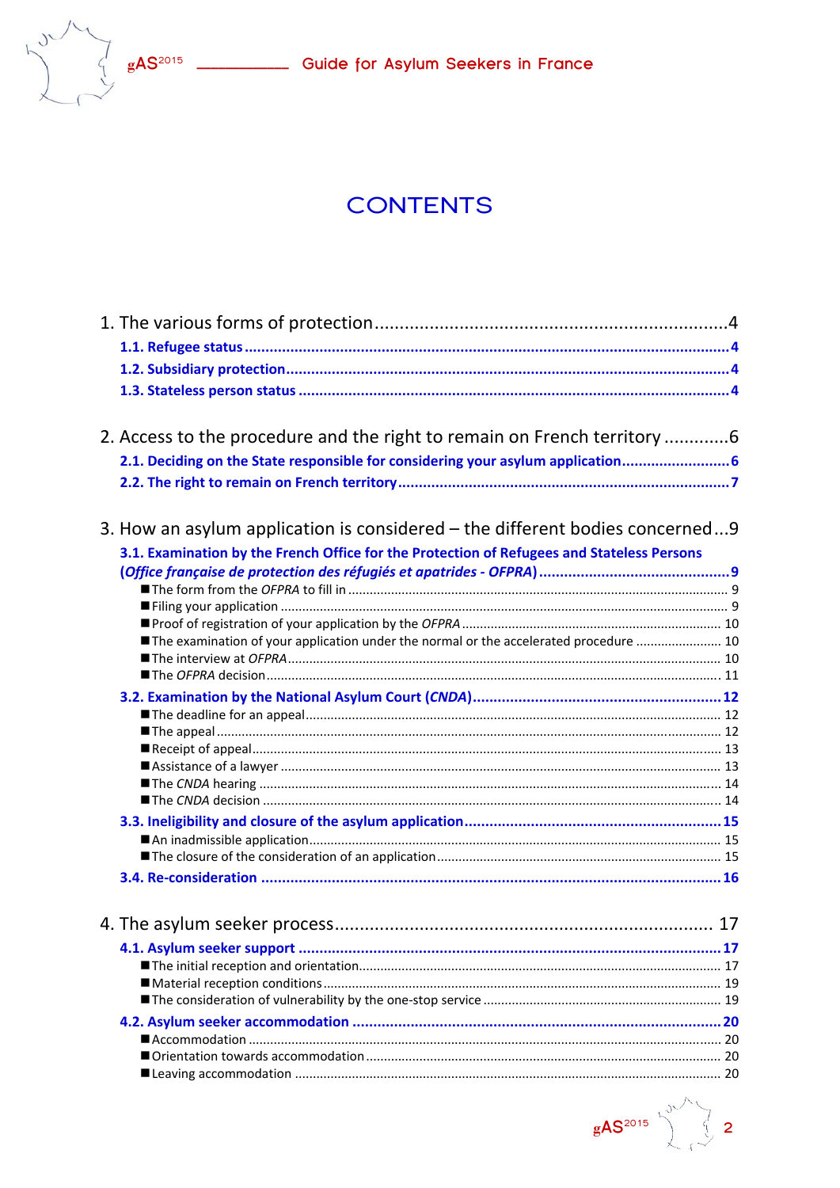# CONTENTS

1. The various forms of protection ........................................................................ 4

**1.1. Refugee status** .................................................................................................. **4**

**1.2. Subsidiary protection** ........................................................................................ **4**

**1.3. Stateless person status** ..................................................................................... **4**

2. Access to the procedure and the right to remain on French territory ............ 6

**2.1. Deciding on the State responsible for considering your asylum application** ......................... **6**

**2.2. The right to remain on French territory** .......................................................... **7**

3. How an asylum application is considered – the different bodies concerned ... 9

**3.1. Examination by the French Office for the Protection of Refugees and Stateless Persons (*Office française de protection des réfugiés et apatrides - OFPRA*)** ........................................ **9**

- The form from the *OFPRA* to fill in .......................................................................... 9
- Filing your application ............................................................................................. 9
- Proof of registration of your application by the *OFPRA* ........................................ 10
- The examination of your application under the normal or the accelerated procedure ........................ 10
- The interview at *OFPRA* ........................................................................................ 10
- The *OFPRA* decision ............................................................................................. 11

**3.2. Examination by the National Asylum Court (*CNDA*)** ........................................ **12**

- The deadline for an appeal ..................................................................................... 12
- The appeal .............................................................................................................. 12
- Receipt of appeal ..................................................................................................... 13
- Assistance of a lawyer ............................................................................................. 13
- The *CNDA* hearing ................................................................................................. 14
- The *CNDA* decision ................................................................................................ 14

**3.3. Ineligibility and closure of the asylum application** ............................................ **15**

- An inadmissible application ..................................................................................... 15
- The closure of the consideration of an application .................................................. 15

**3.4. Re-consideration** ................................................................................................. **16**

4. The asylum seeker process ................................................................................ 17

**4.1. Asylum seeker support** ....................................................................................... **17**

- The initial reception and orientation ....................................................................... 17
- Material reception conditions .................................................................................. 19
- The consideration of vulnerability by the one-stop service ..................................... 19

**4.2. Asylum seeker accommodation** .......................................................................... **20**

- Accommodation ....................................................................................................... 20
- Orientation towards accommodation ...................................................................... 20
- Leaving accommodation .......................................................................................... 20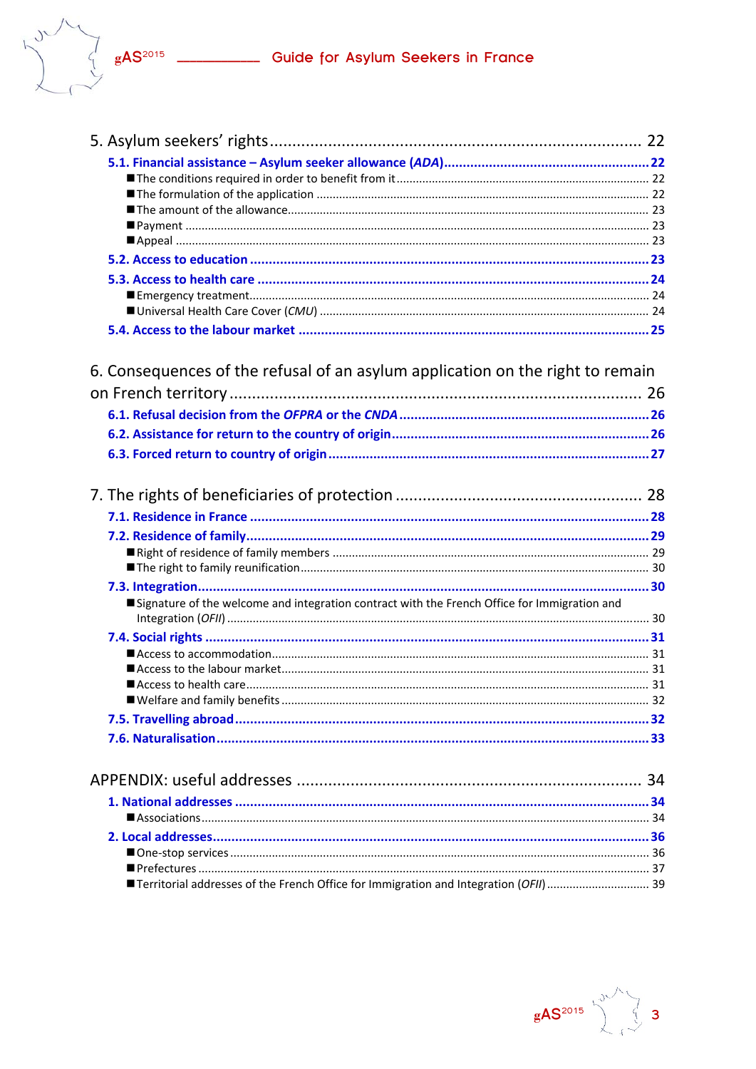5. Asylum seekers' rights ................................................................................. 22

**5.1. Financial assistance – Asylum seeker allowance (*ADA*)** ........................................ 22

- The conditions required in order to benefit from it ........................................ 22
- The formulation of the application ........................................ 22
- The amount of the allowance ........................................ 23
- Payment ........................................ 23
- Appeal ........................................ 23

**5.2. Access to education** ........................................ 23

**5.3. Access to health care** ........................................ 24

- Emergency treatment ........................................ 24
- Universal Health Care Cover (*CMU*) ........................................ 24

**5.4. Access to the labour market** ........................................ 25

6. Consequences of the refusal of an asylum application on the right to remain on French territory ........................................ 26

**6.1. Refusal decision from the *OFPRA* or the *CNDA*** ........................................ 26

**6.2. Assistance for return to the country of origin** ........................................ 26

**6.3. Forced return to country of origin** ........................................ 27

7. The rights of beneficiaries of protection ........................................ 28

**7.1. Residence in France** ........................................ 28

**7.2. Residence of family** ........................................ 29

- Right of residence of family members ........................................ 29
- The right to family reunification ........................................ 30

**7.3. Integration** ........................................ 30

- Signature of the welcome and integration contract with the French Office for Immigration and Integration (*OFII*) ........................................ 30

**7.4. Social rights** ........................................ 31

- Access to accommodation ........................................ 31
- Access to the labour market ........................................ 31
- Access to health care ........................................ 31
- Welfare and family benefits ........................................ 32

**7.5. Travelling abroad** ........................................ 32

**7.6. Naturalisation** ........................................ 33

APPENDIX: useful addresses ........................................ 34

**1. National addresses** ........................................ 34

- Associations ........................................ 34

**2. Local addresses** ........................................ 36

- One-stop services ........................................ 36
- Prefectures ........................................ 37
- Territorial addresses of the French Office for Immigration and Integration (*OFII*) ........................................ 39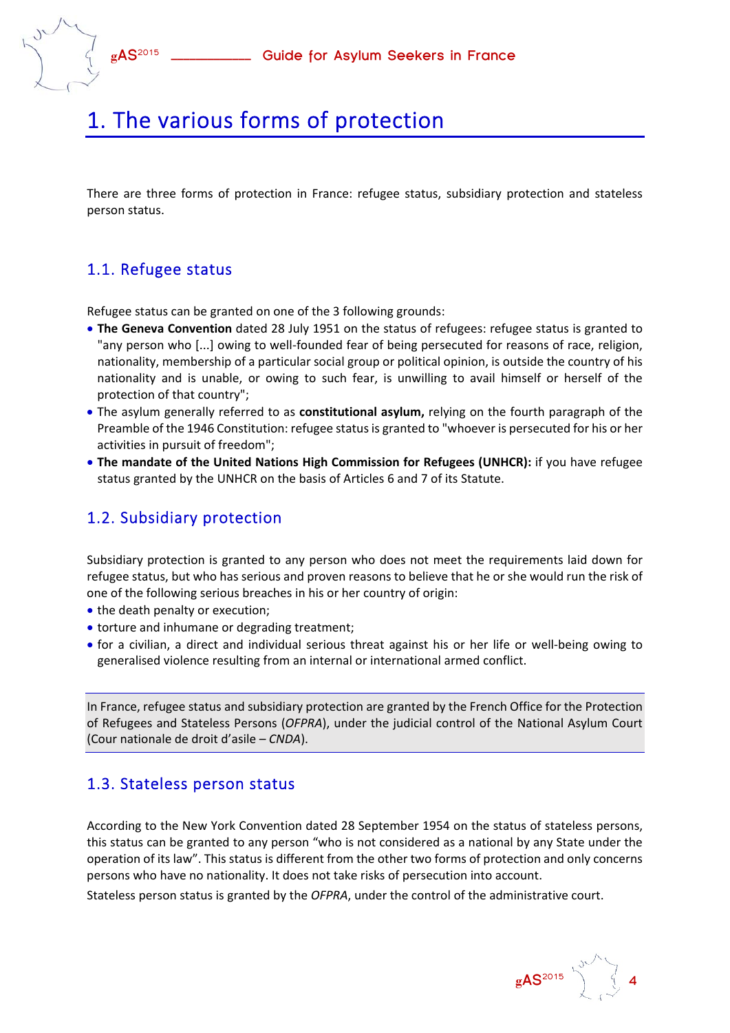# 1. The various forms of protection

There are three forms of protection in France: refugee status, subsidiary protection and stateless person status.

## 1.1. Refugee status

Refugee status can be granted on one of the 3 following grounds:

- **The Geneva Convention** dated 28 July 1951 on the status of refugees: refugee status is granted to "any person who [...] owing to well-founded fear of being persecuted for reasons of race, religion, nationality, membership of a particular social group or political opinion, is outside the country of his nationality and is unable, or owing to such fear, is unwilling to avail himself or herself of the protection of that country";
- The asylum generally referred to as **constitutional asylum,** relying on the fourth paragraph of the Preamble of the 1946 Constitution: refugee status is granted to "whoever is persecuted for his or her activities in pursuit of freedom";
- **The mandate of the United Nations High Commission for Refugees (UNHCR):** if you have refugee status granted by the UNHCR on the basis of Articles 6 and 7 of its Statute.

## 1.2. Subsidiary protection

Subsidiary protection is granted to any person who does not meet the requirements laid down for refugee status, but who has serious and proven reasons to believe that he or she would run the risk of one of the following serious breaches in his or her country of origin:

- the death penalty or execution;
- torture and inhumane or degrading treatment;
- for a civilian, a direct and individual serious threat against his or her life or well-being owing to generalised violence resulting from an internal or international armed conflict.

In France, refugee status and subsidiary protection are granted by the French Office for the Protection of Refugees and Stateless Persons (*OFPRA*), under the judicial control of the National Asylum Court (Cour nationale de droit d'asile – *CNDA*).

## 1.3. Stateless person status

According to the New York Convention dated 28 September 1954 on the status of stateless persons, this status can be granted to any person "who is not considered as a national by any State under the operation of its law". This status is different from the other two forms of protection and only concerns persons who have no nationality. It does not take risks of persecution into account.

Stateless person status is granted by the *OFPRA*, under the control of the administrative court.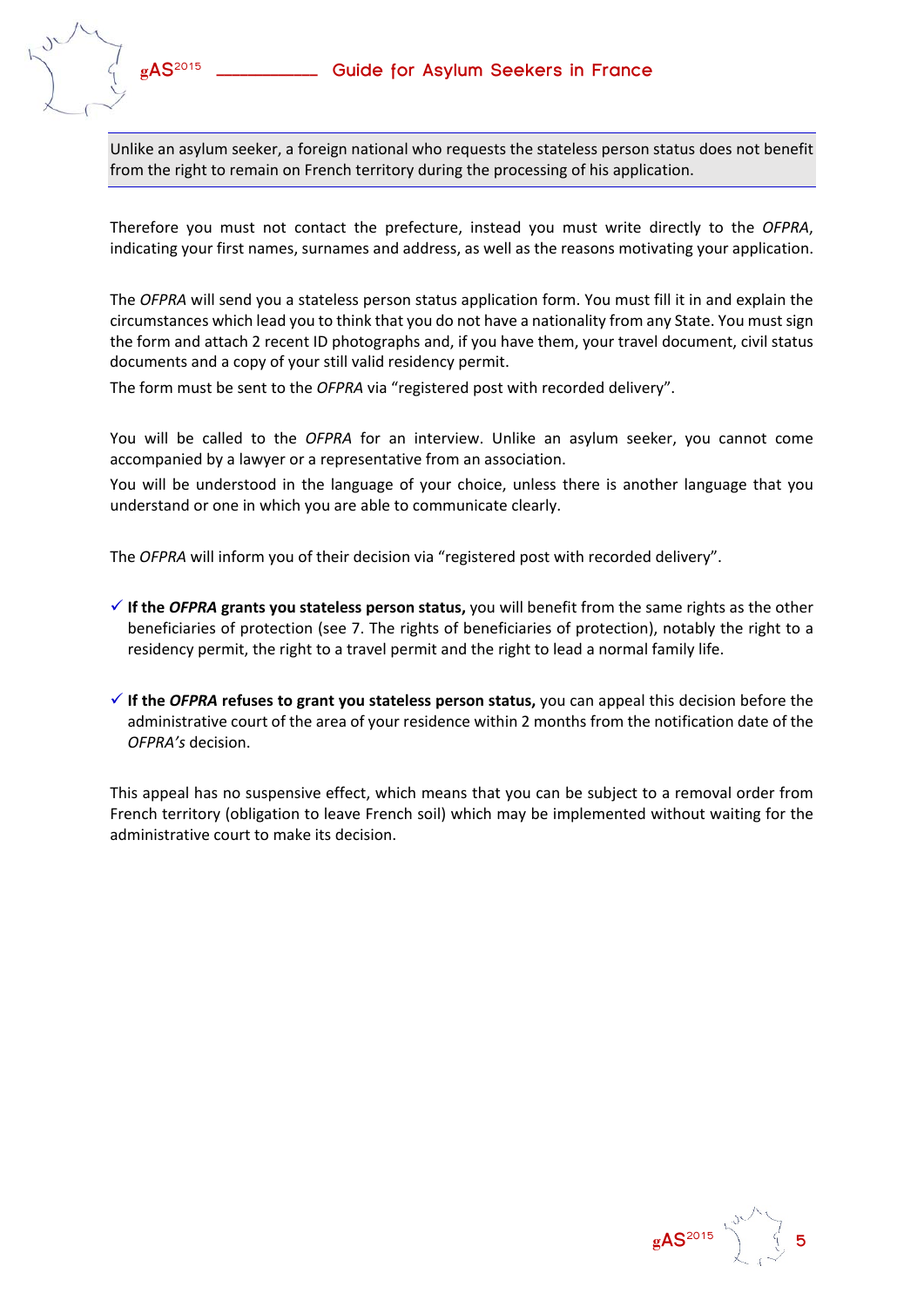Unlike an asylum seeker, a foreign national who requests the stateless person status does not benefit from the right to remain on French territory during the processing of his application.

Therefore you must not contact the prefecture, instead you must write directly to the *OFPRA*, indicating your first names, surnames and address, as well as the reasons motivating your application.

The *OFPRA* will send you a stateless person status application form. You must fill it in and explain the circumstances which lead you to think that you do not have a nationality from any State. You must sign the form and attach 2 recent ID photographs and, if you have them, your travel document, civil status documents and a copy of your still valid residency permit.

The form must be sent to the *OFPRA* via "registered post with recorded delivery".

You will be called to the *OFPRA* for an interview. Unlike an asylum seeker, you cannot come accompanied by a lawyer or a representative from an association.

You will be understood in the language of your choice, unless there is another language that you understand or one in which you are able to communicate clearly.

The *OFPRA* will inform you of their decision via "registered post with recorded delivery".

- ✓ **If the *OFPRA* grants you stateless person status,** you will benefit from the same rights as the other beneficiaries of protection (see 7. The rights of beneficiaries of protection), notably the right to a residency permit, the right to a travel permit and the right to lead a normal family life.

- ✓ **If the *OFPRA* refuses to grant you stateless person status,** you can appeal this decision before the administrative court of the area of your residence within 2 months from the notification date of the *OFPRA's* decision.

This appeal has no suspensive effect, which means that you can be subject to a removal order from French territory (obligation to leave French soil) which may be implemented without waiting for the administrative court to make its decision.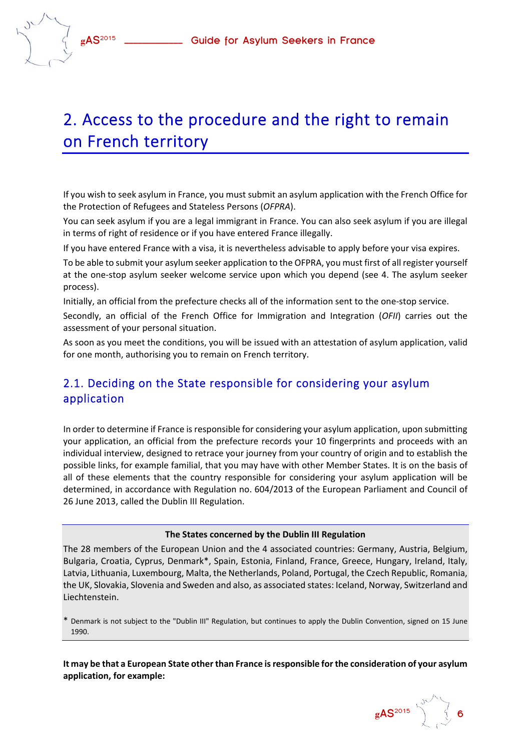# 2. Access to the procedure and the right to remain on French territory

If you wish to seek asylum in France, you must submit an asylum application with the French Office for the Protection of Refugees and Stateless Persons (*OFPRA*).

You can seek asylum if you are a legal immigrant in France. You can also seek asylum if you are illegal in terms of right of residence or if you have entered France illegally.

If you have entered France with a visa, it is nevertheless advisable to apply before your visa expires.

To be able to submit your asylum seeker application to the OFPRA, you must first of all register yourself at the one-stop asylum seeker welcome service upon which you depend (see 4. The asylum seeker process).

Initially, an official from the prefecture checks all of the information sent to the one-stop service.

Secondly, an official of the French Office for Immigration and Integration (*OFII*) carries out the assessment of your personal situation.

As soon as you meet the conditions, you will be issued with an attestation of asylum application, valid for one month, authorising you to remain on French territory.

## 2.1. Deciding on the State responsible for considering your asylum application

In order to determine if France is responsible for considering your asylum application, upon submitting your application, an official from the prefecture records your 10 fingerprints and proceeds with an individual interview, designed to retrace your journey from your country of origin and to establish the possible links, for example familial, that you may have with other Member States. It is on the basis of all of these elements that the country responsible for considering your asylum application will be determined, in accordance with Regulation no. 604/2013 of the European Parliament and Council of 26 June 2013, called the Dublin III Regulation.

**The States concerned by the Dublin III Regulation**

The 28 members of the European Union and the 4 associated countries: Germany, Austria, Belgium, Bulgaria, Croatia, Cyprus, Denmark*, Spain, Estonia, Finland, France, Greece, Hungary, Ireland, Italy, Latvia, Lithuania, Luxembourg, Malta, the Netherlands, Poland, Portugal, the Czech Republic, Romania, the UK, Slovakia, Slovenia and Sweden and also, as associated states: Iceland, Norway, Switzerland and Liechtenstein.

* Denmark is not subject to the "Dublin III" Regulation, but continues to apply the Dublin Convention, signed on 15 June 1990.

**It may be that a European State other than France is responsible for the consideration of your asylum application, for example:**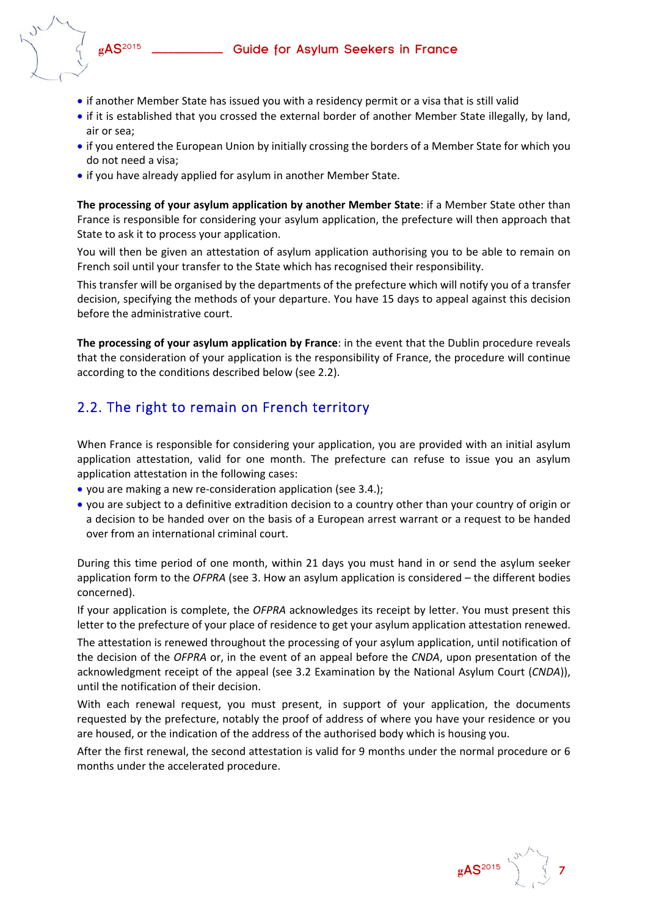- if another Member State has issued you with a residency permit or a visa that is still valid
- if it is established that you crossed the external border of another Member State illegally, by land, air or sea;
- if you entered the European Union by initially crossing the borders of a Member State for which you do not need a visa;
- if you have already applied for asylum in another Member State.

**The processing of your asylum application by another Member State**: if a Member State other than France is responsible for considering your asylum application, the prefecture will then approach that State to ask it to process your application.

You will then be given an attestation of asylum application authorising you to be able to remain on French soil until your transfer to the State which has recognised their responsibility.

This transfer will be organised by the departments of the prefecture which will notify you of a transfer decision, specifying the methods of your departure. You have 15 days to appeal against this decision before the administrative court.

**The processing of your asylum application by France**: in the event that the Dublin procedure reveals that the consideration of your application is the responsibility of France, the procedure will continue according to the conditions described below (see 2.2).

## 2.2. The right to remain on French territory

When France is responsible for considering your application, you are provided with an initial asylum application attestation, valid for one month. The prefecture can refuse to issue you an asylum application attestation in the following cases:

- you are making a new re-consideration application (see 3.4.);
- you are subject to a definitive extradition decision to a country other than your country of origin or a decision to be handed over on the basis of a European arrest warrant or a request to be handed over from an international criminal court.

During this time period of one month, within 21 days you must hand in or send the asylum seeker application form to the *OFPRA* (see 3. How an asylum application is considered – the different bodies concerned).

If your application is complete, the *OFPRA* acknowledges its receipt by letter. You must present this letter to the prefecture of your place of residence to get your asylum application attestation renewed.

The attestation is renewed throughout the processing of your asylum application, until notification of the decision of the *OFPRA* or, in the event of an appeal before the *CNDA*, upon presentation of the acknowledgment receipt of the appeal (see 3.2 Examination by the National Asylum Court (*CNDA*)), until the notification of their decision.

With each renewal request, you must present, in support of your application, the documents requested by the prefecture, notably the proof of address of where you have your residence or you are housed, or the indication of the address of the authorised body which is housing you.

After the first renewal, the second attestation is valid for 9 months under the normal procedure or 6 months under the accelerated procedure.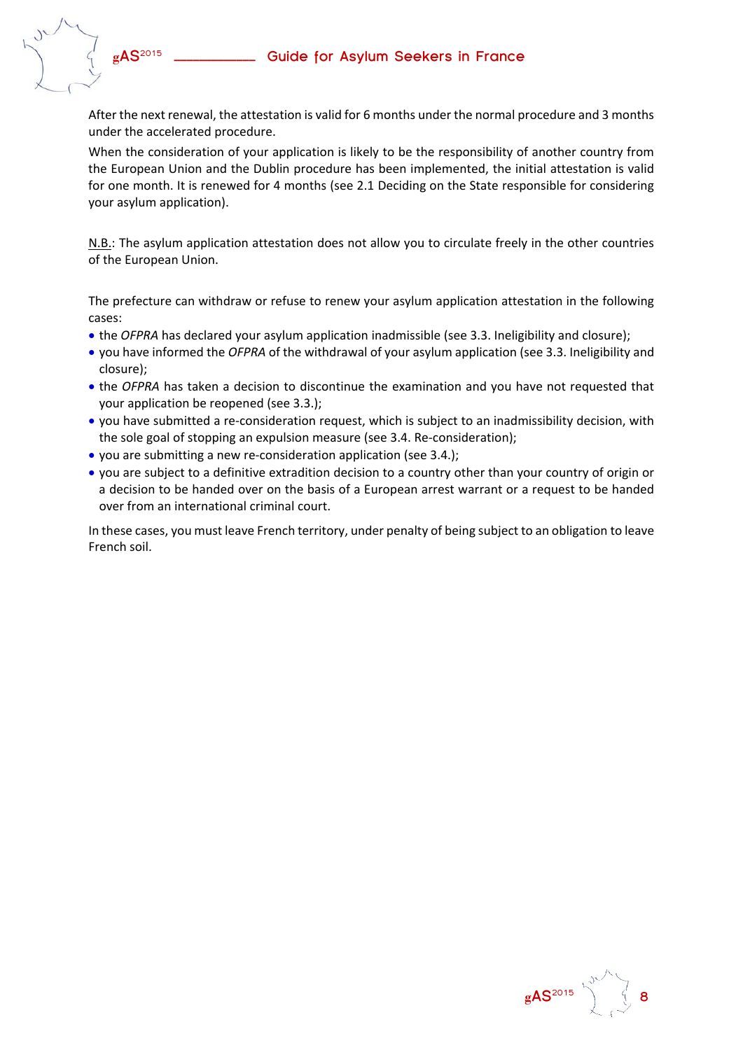After the next renewal, the attestation is valid for 6 months under the normal procedure and 3 months under the accelerated procedure.

When the consideration of your application is likely to be the responsibility of another country from the European Union and the Dublin procedure has been implemented, the initial attestation is valid for one month. It is renewed for 4 months (see 2.1 Deciding on the State responsible for considering your asylum application).

N.B.: The asylum application attestation does not allow you to circulate freely in the other countries of the European Union.

The prefecture can withdraw or refuse to renew your asylum application attestation in the following cases:

- the *OFPRA* has declared your asylum application inadmissible (see 3.3. Ineligibility and closure);
- you have informed the *OFPRA* of the withdrawal of your asylum application (see 3.3. Ineligibility and closure);
- the *OFPRA* has taken a decision to discontinue the examination and you have not requested that your application be reopened (see 3.3.);
- you have submitted a re-consideration request, which is subject to an inadmissibility decision, with the sole goal of stopping an expulsion measure (see 3.4. Re-consideration);
- you are submitting a new re-consideration application (see 3.4.);
- you are subject to a definitive extradition decision to a country other than your country of origin or a decision to be handed over on the basis of a European arrest warrant or a request to be handed over from an international criminal court.

In these cases, you must leave French territory, under penalty of being subject to an obligation to leave French soil.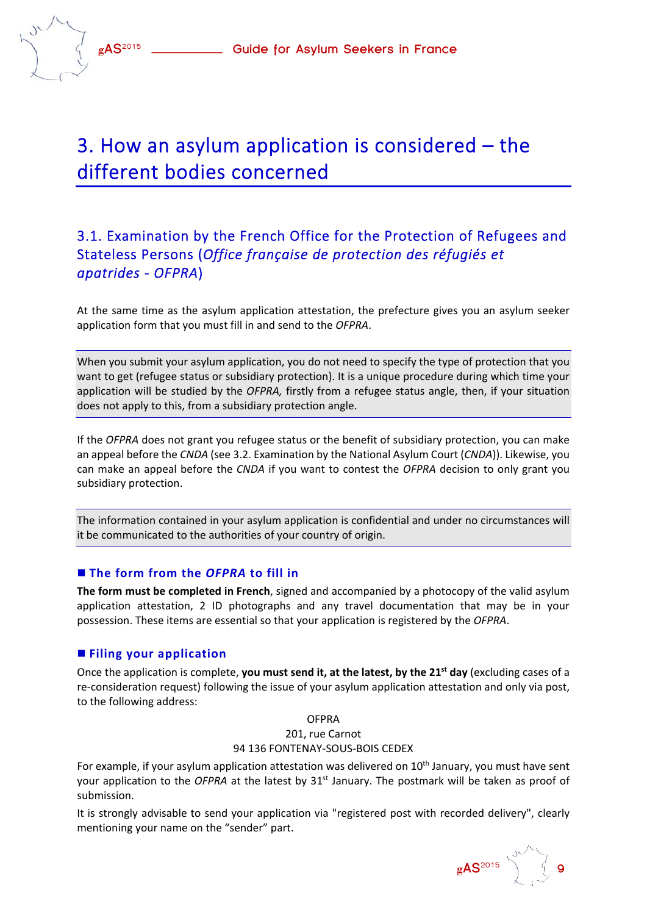# 3. How an asylum application is considered – the different bodies concerned

## 3.1. Examination by the French Office for the Protection of Refugees and Stateless Persons (*Office française de protection des réfugiés et apatrides - OFPRA*)

At the same time as the asylum application attestation, the prefecture gives you an asylum seeker application form that you must fill in and send to the *OFPRA*.

When you submit your asylum application, you do not need to specify the type of protection that you want to get (refugee status or subsidiary protection). It is a unique procedure during which time your application will be studied by the *OFPRA,* firstly from a refugee status angle, then, if your situation does not apply to this, from a subsidiary protection angle.

If the *OFPRA* does not grant you refugee status or the benefit of subsidiary protection, you can make an appeal before the *CNDA* (see 3.2. Examination by the National Asylum Court (*CNDA*)). Likewise, you can make an appeal before the *CNDA* if you want to contest the *OFPRA* decision to only grant you subsidiary protection.

The information contained in your asylum application is confidential and under no circumstances will it be communicated to the authorities of your country of origin.

### ■ The form from the *OFPRA* to fill in

**The form must be completed in French**, signed and accompanied by a photocopy of the valid asylum application attestation, 2 ID photographs and any travel documentation that may be in your possession. These items are essential so that your application is registered by the *OFPRA*.

### ■ Filing your application

Once the application is complete, **you must send it, at the latest, by the 21st day** (excluding cases of a re-consideration request) following the issue of your asylum application attestation and only via post, to the following address:

OFPRA
201, rue Carnot
94 136 FONTENAY-SOUS-BOIS CEDEX

For example, if your asylum application attestation was delivered on 10th January, you must have sent your application to the *OFPRA* at the latest by 31st January. The postmark will be taken as proof of submission.

It is strongly advisable to send your application via "registered post with recorded delivery", clearly mentioning your name on the "sender" part.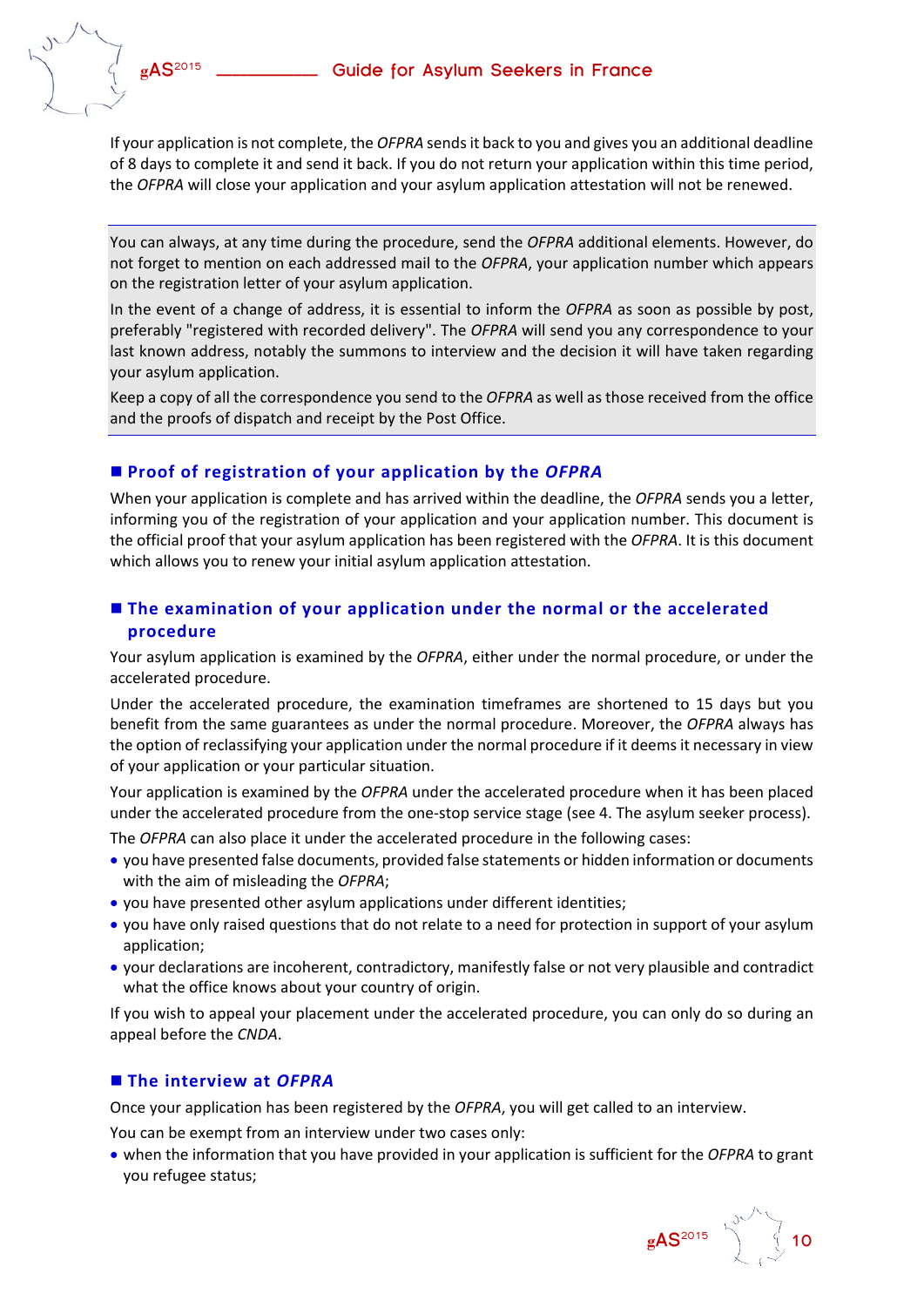If your application is not complete, the *OFPRA* sends it back to you and gives you an additional deadline of 8 days to complete it and send it back. If you do not return your application within this time period, the *OFPRA* will close your application and your asylum application attestation will not be renewed.

> You can always, at any time during the procedure, send the *OFPRA* additional elements. However, do not forget to mention on each addressed mail to the *OFPRA*, your application number which appears on the registration letter of your asylum application.
>
> In the event of a change of address, it is essential to inform the *OFPRA* as soon as possible by post, preferably "registered with recorded delivery". The *OFPRA* will send you any correspondence to your last known address, notably the summons to interview and the decision it will have taken regarding your asylum application.
>
> Keep a copy of all the correspondence you send to the *OFPRA* as well as those received from the office and the proofs of dispatch and receipt by the Post Office.

### ■ Proof of registration of your application by the *OFPRA*

When your application is complete and has arrived within the deadline, the *OFPRA* sends you a letter, informing you of the registration of your application and your application number. This document is the official proof that your asylum application has been registered with the *OFPRA*. It is this document which allows you to renew your initial asylum application attestation.

### ■ The examination of your application under the normal or the accelerated procedure

Your asylum application is examined by the *OFPRA*, either under the normal procedure, or under the accelerated procedure.

Under the accelerated procedure, the examination timeframes are shortened to 15 days but you benefit from the same guarantees as under the normal procedure. Moreover, the *OFPRA* always has the option of reclassifying your application under the normal procedure if it deems it necessary in view of your application or your particular situation.

Your application is examined by the *OFPRA* under the accelerated procedure when it has been placed under the accelerated procedure from the one-stop service stage (see 4. The asylum seeker process).

The *OFPRA* can also place it under the accelerated procedure in the following cases:

- you have presented false documents, provided false statements or hidden information or documents with the aim of misleading the *OFPRA*;
- you have presented other asylum applications under different identities;
- you have only raised questions that do not relate to a need for protection in support of your asylum application;
- your declarations are incoherent, contradictory, manifestly false or not very plausible and contradict what the office knows about your country of origin.

If you wish to appeal your placement under the accelerated procedure, you can only do so during an appeal before the *CNDA*.

### ■ The interview at *OFPRA*

Once your application has been registered by the *OFPRA*, you will get called to an interview.

You can be exempt from an interview under two cases only:

- when the information that you have provided in your application is sufficient for the *OFPRA* to grant you refugee status;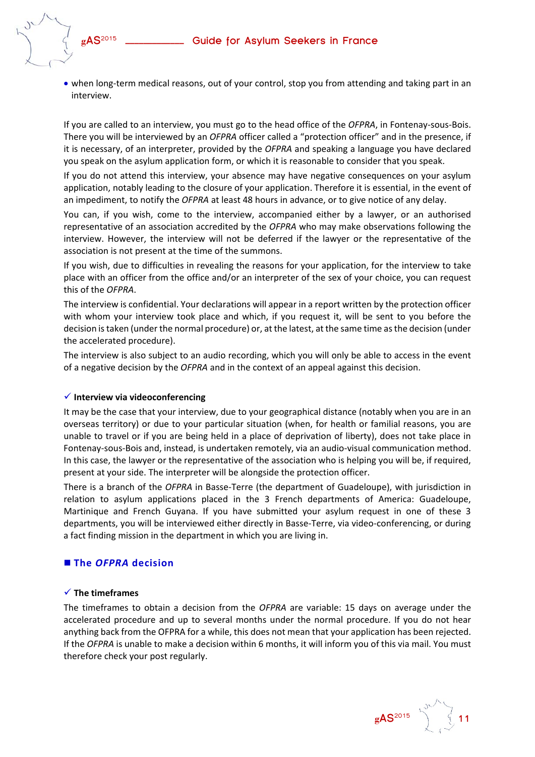- when long-term medical reasons, out of your control, stop you from attending and taking part in an interview.

If you are called to an interview, you must go to the head office of the *OFPRA*, in Fontenay-sous-Bois. There you will be interviewed by an *OFPRA* officer called a "protection officer" and in the presence, if it is necessary, of an interpreter, provided by the *OFPRA* and speaking a language you have declared you speak on the asylum application form, or which it is reasonable to consider that you speak.

If you do not attend this interview, your absence may have negative consequences on your asylum application, notably leading to the closure of your application. Therefore it is essential, in the event of an impediment, to notify the *OFPRA* at least 48 hours in advance, or to give notice of any delay.

You can, if you wish, come to the interview, accompanied either by a lawyer, or an authorised representative of an association accredited by the *OFPRA* who may make observations following the interview. However, the interview will not be deferred if the lawyer or the representative of the association is not present at the time of the summons.

If you wish, due to difficulties in revealing the reasons for your application, for the interview to take place with an officer from the office and/or an interpreter of the sex of your choice, you can request this of the *OFPRA*.

The interview is confidential. Your declarations will appear in a report written by the protection officer with whom your interview took place and which, if you request it, will be sent to you before the decision is taken (under the normal procedure) or, at the latest, at the same time as the decision (under the accelerated procedure).

The interview is also subject to an audio recording, which you will only be able to access in the event of a negative decision by the *OFPRA* and in the context of an appeal against this decision.

#### ✓ Interview via videoconferencing

It may be the case that your interview, due to your geographical distance (notably when you are in an overseas territory) or due to your particular situation (when, for health or familial reasons, you are unable to travel or if you are being held in a place of deprivation of liberty), does not take place in Fontenay-sous-Bois and, instead, is undertaken remotely, via an audio-visual communication method. In this case, the lawyer or the representative of the association who is helping you will be, if required, present at your side. The interpreter will be alongside the protection officer.

There is a branch of the *OFPRA* in Basse-Terre (the department of Guadeloupe), with jurisdiction in relation to asylum applications placed in the 3 French departments of America: Guadeloupe, Martinique and French Guyana. If you have submitted your asylum request in one of these 3 departments, you will be interviewed either directly in Basse-Terre, via video-conferencing, or during a fact finding mission in the department in which you are living in.

### ■ The *OFPRA* decision

#### ✓ The timeframes

The timeframes to obtain a decision from the *OFPRA* are variable: 15 days on average under the accelerated procedure and up to several months under the normal procedure. If you do not hear anything back from the OFPRA for a while, this does not mean that your application has been rejected. If the *OFPRA* is unable to make a decision within 6 months, it will inform you of this via mail. You must therefore check your post regularly.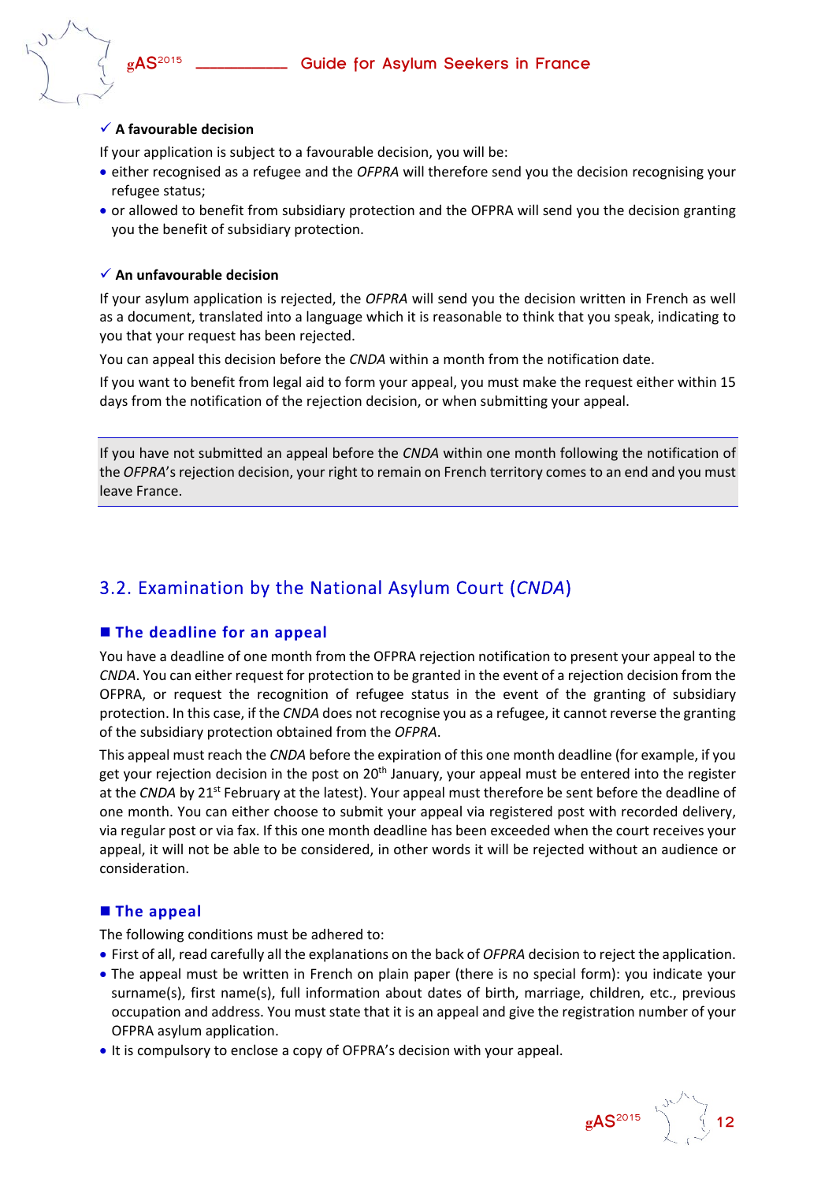✓ **A favourable decision**

If your application is subject to a favourable decision, you will be:

- either recognised as a refugee and the *OFPRA* will therefore send you the decision recognising your refugee status;
- or allowed to benefit from subsidiary protection and the OFPRA will send you the decision granting you the benefit of subsidiary protection.

✓ **An unfavourable decision**

If your asylum application is rejected, the *OFPRA* will send you the decision written in French as well as a document, translated into a language which it is reasonable to think that you speak, indicating to you that your request has been rejected.

You can appeal this decision before the *CNDA* within a month from the notification date.

If you want to benefit from legal aid to form your appeal, you must make the request either within 15 days from the notification of the rejection decision, or when submitting your appeal.

> If you have not submitted an appeal before the *CNDA* within one month following the notification of the *OFPRA*'s rejection decision, your right to remain on French territory comes to an end and you must leave France.

## 3.2. Examination by the National Asylum Court (*CNDA*)

### ■ The deadline for an appeal

You have a deadline of one month from the OFPRA rejection notification to present your appeal to the *CNDA*. You can either request for protection to be granted in the event of a rejection decision from the OFPRA, or request the recognition of refugee status in the event of the granting of subsidiary protection. In this case, if the *CNDA* does not recognise you as a refugee, it cannot reverse the granting of the subsidiary protection obtained from the *OFPRA*.

This appeal must reach the *CNDA* before the expiration of this one month deadline (for example, if you get your rejection decision in the post on 20th January, your appeal must be entered into the register at the *CNDA* by 21st February at the latest). Your appeal must therefore be sent before the deadline of one month. You can either choose to submit your appeal via registered post with recorded delivery, via regular post or via fax. If this one month deadline has been exceeded when the court receives your appeal, it will not be able to be considered, in other words it will be rejected without an audience or consideration.

### ■ The appeal

The following conditions must be adhered to:

- First of all, read carefully all the explanations on the back of *OFPRA* decision to reject the application.
- The appeal must be written in French on plain paper (there is no special form): you indicate your surname(s), first name(s), full information about dates of birth, marriage, children, etc., previous occupation and address. You must state that it is an appeal and give the registration number of your OFPRA asylum application.
- It is compulsory to enclose a copy of OFPRA's decision with your appeal.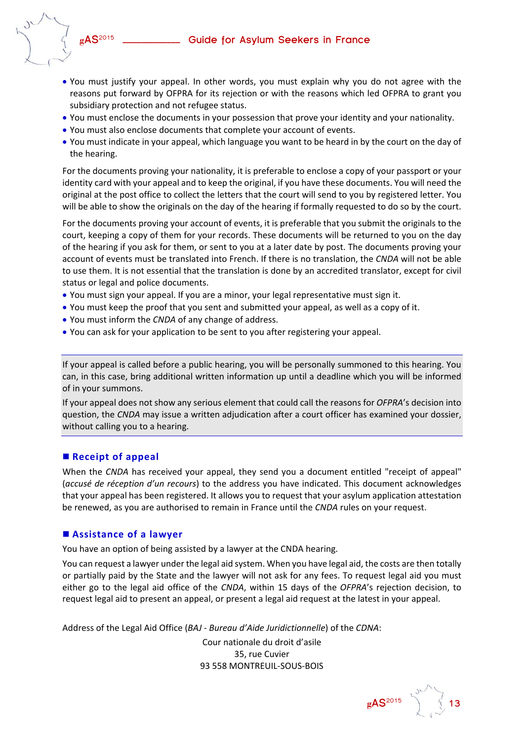- You must justify your appeal. In other words, you must explain why you do not agree with the reasons put forward by OFPRA for its rejection or with the reasons which led OFPRA to grant you subsidiary protection and not refugee status.
- You must enclose the documents in your possession that prove your identity and your nationality.
- You must also enclose documents that complete your account of events.
- You must indicate in your appeal, which language you want to be heard in by the court on the day of the hearing.

For the documents proving your nationality, it is preferable to enclose a copy of your passport or your identity card with your appeal and to keep the original, if you have these documents. You will need the original at the post office to collect the letters that the court will send to you by registered letter. You will be able to show the originals on the day of the hearing if formally requested to do so by the court.

For the documents proving your account of events, it is preferable that you submit the originals to the court, keeping a copy of them for your records. These documents will be returned to you on the day of the hearing if you ask for them, or sent to you at a later date by post. The documents proving your account of events must be translated into French. If there is no translation, the *CNDA* will not be able to use them. It is not essential that the translation is done by an accredited translator, except for civil status or legal and police documents.

- You must sign your appeal. If you are a minor, your legal representative must sign it.
- You must keep the proof that you sent and submitted your appeal, as well as a copy of it.
- You must inform the *CNDA* of any change of address.
- You can ask for your application to be sent to you after registering your appeal.

If your appeal is called before a public hearing, you will be personally summoned to this hearing. You can, in this case, bring additional written information up until a deadline which you will be informed of in your summons.

If your appeal does not show any serious element that could call the reasons for *OFPRA*'s decision into question, the *CNDA* may issue a written adjudication after a court officer has examined your dossier, without calling you to a hearing.

## ■ Receipt of appeal

When the *CNDA* has received your appeal, they send you a document entitled "receipt of appeal" (*accusé de réception d'un recours*) to the address you have indicated. This document acknowledges that your appeal has been registered. It allows you to request that your asylum application attestation be renewed, as you are authorised to remain in France until the *CNDA* rules on your request.

## ■ Assistance of a lawyer

You have an option of being assisted by a lawyer at the CNDA hearing.

You can request a lawyer under the legal aid system. When you have legal aid, the costs are then totally or partially paid by the State and the lawyer will not ask for any fees. To request legal aid you must either go to the legal aid office of the *CNDA*, within 15 days of the *OFPRA*'s rejection decision, to request legal aid to present an appeal, or present a legal aid request at the latest in your appeal.

Address of the Legal Aid Office (*BAJ - Bureau d'Aide Juridictionnelle*) of the *CDNA*:

Cour nationale du droit d'asile
35, rue Cuvier
93 558 MONTREUIL-SOUS-BOIS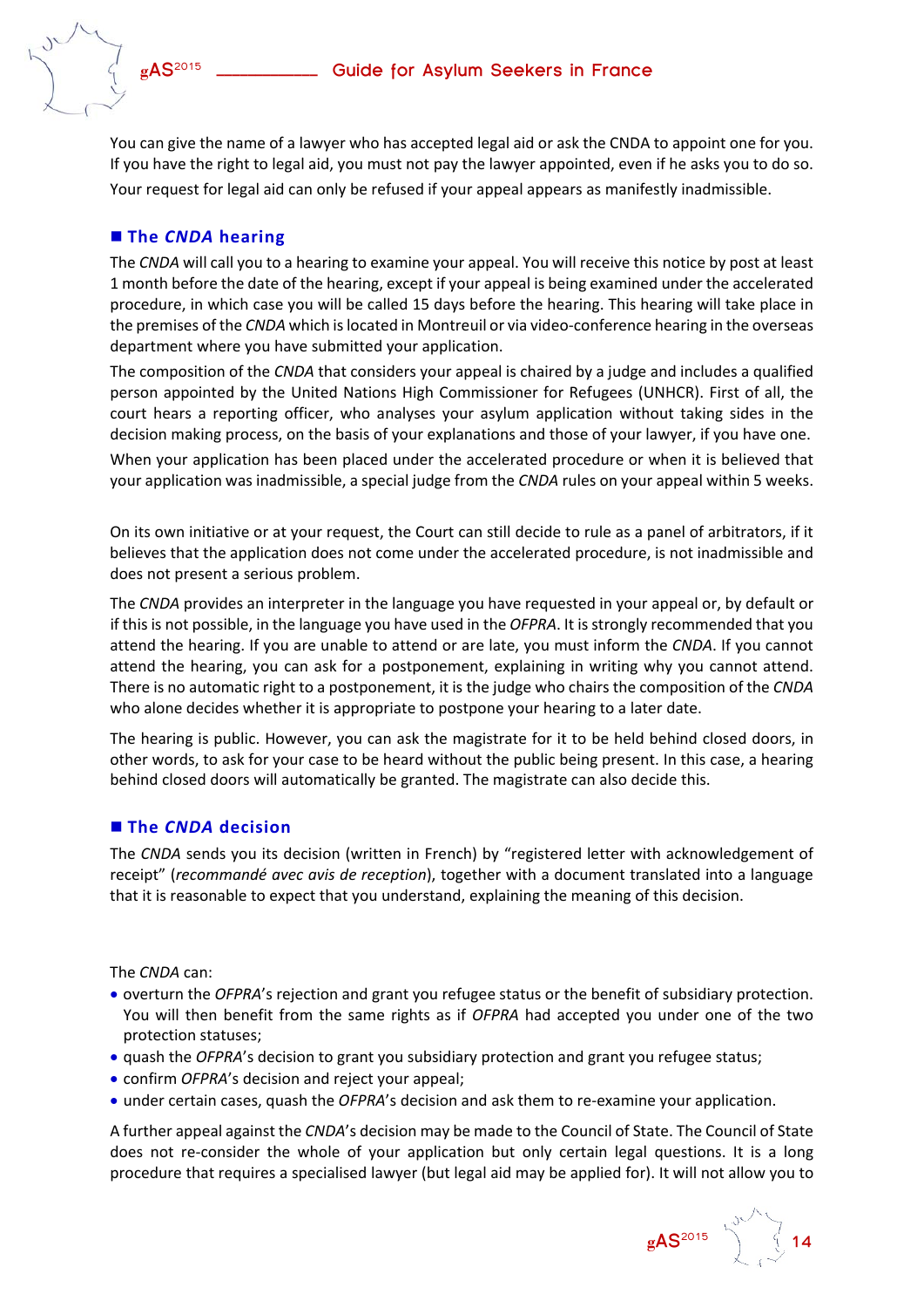You can give the name of a lawyer who has accepted legal aid or ask the CNDA to appoint one for you. If you have the right to legal aid, you must not pay the lawyer appointed, even if he asks you to do so. Your request for legal aid can only be refused if your appeal appears as manifestly inadmissible.

## The *CNDA* hearing

The *CNDA* will call you to a hearing to examine your appeal. You will receive this notice by post at least 1 month before the date of the hearing, except if your appeal is being examined under the accelerated procedure, in which case you will be called 15 days before the hearing. This hearing will take place in the premises of the *CNDA* which is located in Montreuil or via video-conference hearing in the overseas department where you have submitted your application.

The composition of the *CNDA* that considers your appeal is chaired by a judge and includes a qualified person appointed by the United Nations High Commissioner for Refugees (UNHCR). First of all, the court hears a reporting officer, who analyses your asylum application without taking sides in the decision making process, on the basis of your explanations and those of your lawyer, if you have one.

When your application has been placed under the accelerated procedure or when it is believed that your application was inadmissible, a special judge from the *CNDA* rules on your appeal within 5 weeks.

On its own initiative or at your request, the Court can still decide to rule as a panel of arbitrators, if it believes that the application does not come under the accelerated procedure, is not inadmissible and does not present a serious problem.

The *CNDA* provides an interpreter in the language you have requested in your appeal or, by default or if this is not possible, in the language you have used in the *OFPRA*. It is strongly recommended that you attend the hearing. If you are unable to attend or are late, you must inform the *CNDA*. If you cannot attend the hearing, you can ask for a postponement, explaining in writing why you cannot attend. There is no automatic right to a postponement, it is the judge who chairs the composition of the *CNDA* who alone decides whether it is appropriate to postpone your hearing to a later date.

The hearing is public. However, you can ask the magistrate for it to be held behind closed doors, in other words, to ask for your case to be heard without the public being present. In this case, a hearing behind closed doors will automatically be granted. The magistrate can also decide this.

## The *CNDA* decision

The *CNDA* sends you its decision (written in French) by "registered letter with acknowledgement of receipt" (*recommandé avec avis de reception*), together with a document translated into a language that it is reasonable to expect that you understand, explaining the meaning of this decision.

The *CNDA* can:

- overturn the *OFPRA*'s rejection and grant you refugee status or the benefit of subsidiary protection. You will then benefit from the same rights as if *OFPRA* had accepted you under one of the two protection statuses;
- quash the *OFPRA*'s decision to grant you subsidiary protection and grant you refugee status;
- confirm *OFPRA*'s decision and reject your appeal;
- under certain cases, quash the *OFPRA*'s decision and ask them to re-examine your application.

A further appeal against the *CNDA*'s decision may be made to the Council of State. The Council of State does not re-consider the whole of your application but only certain legal questions. It is a long procedure that requires a specialised lawyer (but legal aid may be applied for). It will not allow you to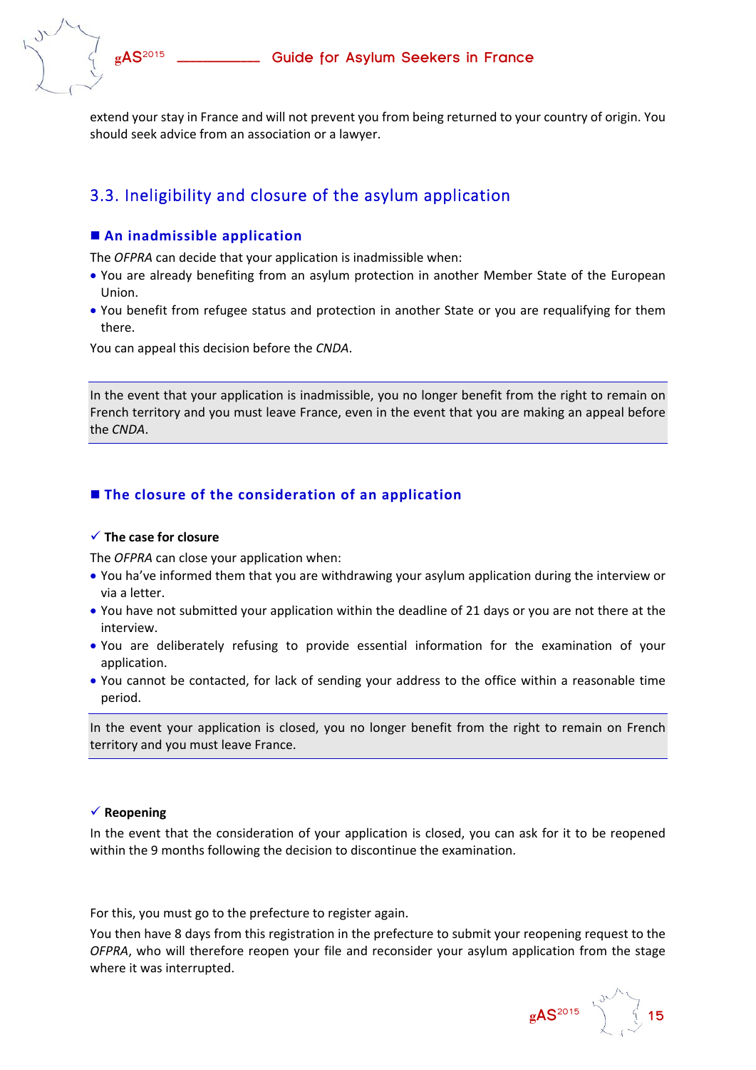extend your stay in France and will not prevent you from being returned to your country of origin. You should seek advice from an association or a lawyer.

## 3.3. Ineligibility and closure of the asylum application

### ■ An inadmissible application

The *OFPRA* can decide that your application is inadmissible when:

- You are already benefiting from an asylum protection in another Member State of the European Union.
- You benefit from refugee status and protection in another State or you are requalifying for them there.

You can appeal this decision before the *CNDA*.

> In the event that your application is inadmissible, you no longer benefit from the right to remain on French territory and you must leave France, even in the event that you are making an appeal before the *CNDA*.

### ■ The closure of the consideration of an application

#### ✓ The case for closure

The *OFPRA* can close your application when:

- You ha've informed them that you are withdrawing your asylum application during the interview or via a letter.
- You have not submitted your application within the deadline of 21 days or you are not there at the interview.
- You are deliberately refusing to provide essential information for the examination of your application.
- You cannot be contacted, for lack of sending your address to the office within a reasonable time period.

> In the event your application is closed, you no longer benefit from the right to remain on French territory and you must leave France.

#### ✓ Reopening

In the event that the consideration of your application is closed, you can ask for it to be reopened within the 9 months following the decision to discontinue the examination.

For this, you must go to the prefecture to register again.

You then have 8 days from this registration in the prefecture to submit your reopening request to the *OFPRA*, who will therefore reopen your file and reconsider your asylum application from the stage where it was interrupted.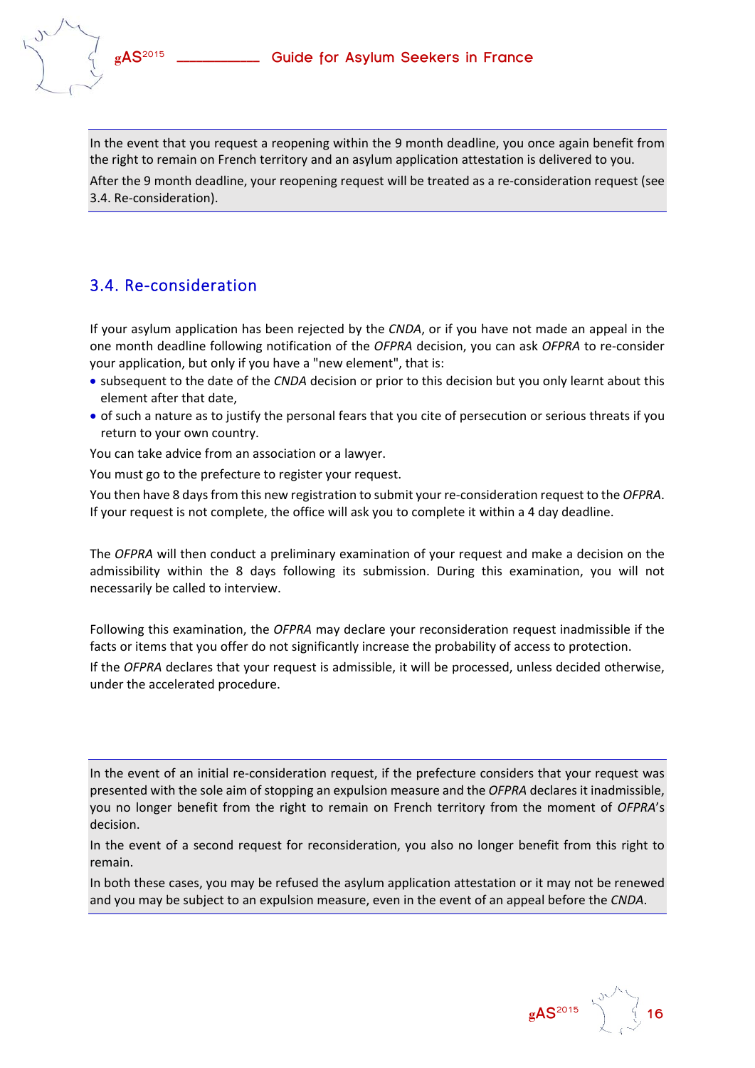In the event that you request a reopening within the 9 month deadline, you once again benefit from the right to remain on French territory and an asylum application attestation is delivered to you.

After the 9 month deadline, your reopening request will be treated as a re-consideration request (see 3.4. Re-consideration).

## 3.4. Re-consideration

If your asylum application has been rejected by the *CNDA*, or if you have not made an appeal in the one month deadline following notification of the *OFPRA* decision, you can ask *OFPRA* to re-consider your application, but only if you have a "new element", that is:

- subsequent to the date of the *CNDA* decision or prior to this decision but you only learnt about this element after that date,
- of such a nature as to justify the personal fears that you cite of persecution or serious threats if you return to your own country.

You can take advice from an association or a lawyer.

You must go to the prefecture to register your request.

You then have 8 days from this new registration to submit your re-consideration request to the *OFPRA*. If your request is not complete, the office will ask you to complete it within a 4 day deadline.

The *OFPRA* will then conduct a preliminary examination of your request and make a decision on the admissibility within the 8 days following its submission. During this examination, you will not necessarily be called to interview.

Following this examination, the *OFPRA* may declare your reconsideration request inadmissible if the facts or items that you offer do not significantly increase the probability of access to protection.

If the *OFPRA* declares that your request is admissible, it will be processed, unless decided otherwise, under the accelerated procedure.

In the event of an initial re-consideration request, if the prefecture considers that your request was presented with the sole aim of stopping an expulsion measure and the *OFPRA* declares it inadmissible, you no longer benefit from the right to remain on French territory from the moment of *OFPRA*'s decision.

In the event of a second request for reconsideration, you also no longer benefit from this right to remain.

In both these cases, you may be refused the asylum application attestation or it may not be renewed and you may be subject to an expulsion measure, even in the event of an appeal before the *CNDA*.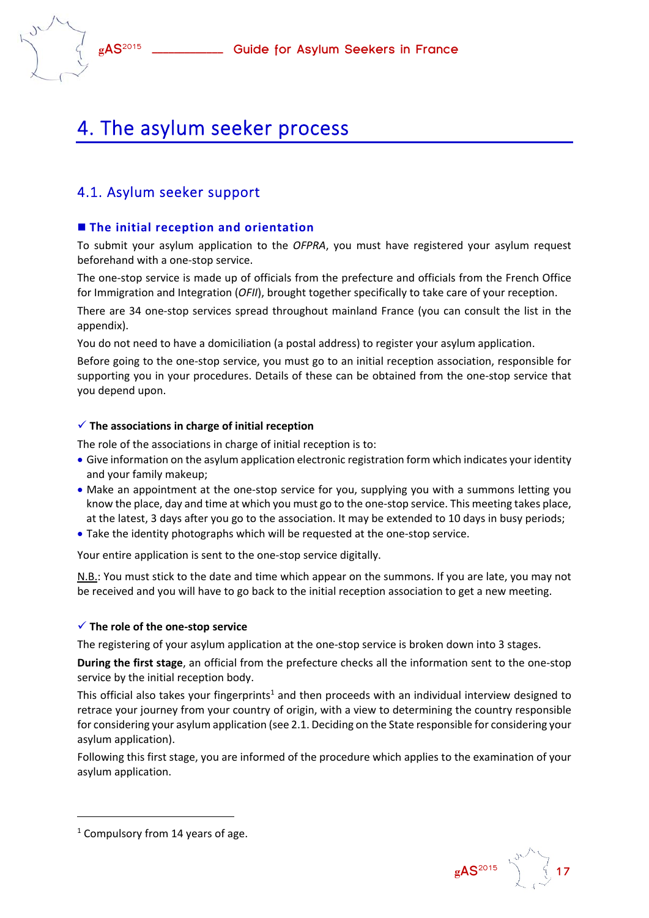# 4. The asylum seeker process

## 4.1. Asylum seeker support

### ■ The initial reception and orientation

To submit your asylum application to the *OFPRA*, you must have registered your asylum request beforehand with a one-stop service.

The one-stop service is made up of officials from the prefecture and officials from the French Office for Immigration and Integration (*OFII*), brought together specifically to take care of your reception.

There are 34 one-stop services spread throughout mainland France (you can consult the list in the appendix).

You do not need to have a domiciliation (a postal address) to register your asylum application.

Before going to the one-stop service, you must go to an initial reception association, responsible for supporting you in your procedures. Details of these can be obtained from the one-stop service that you depend upon.

#### ✓ The associations in charge of initial reception

The role of the associations in charge of initial reception is to:

- Give information on the asylum application electronic registration form which indicates your identity and your family makeup;
- Make an appointment at the one-stop service for you, supplying you with a summons letting you know the place, day and time at which you must go to the one-stop service. This meeting takes place, at the latest, 3 days after you go to the association. It may be extended to 10 days in busy periods;
- Take the identity photographs which will be requested at the one-stop service.

Your entire application is sent to the one-stop service digitally.

N.B.: You must stick to the date and time which appear on the summons. If you are late, you may not be received and you will have to go back to the initial reception association to get a new meeting.

#### ✓ The role of the one-stop service

The registering of your asylum application at the one-stop service is broken down into 3 stages.

**During the first stage**, an official from the prefecture checks all the information sent to the one-stop service by the initial reception body.

This official also takes your fingerprints[1] and then proceeds with an individual interview designed to retrace your journey from your country of origin, with a view to determining the country responsible for considering your asylum application (see 2.1. Deciding on the State responsible for considering your asylum application).

Following this first stage, you are informed of the procedure which applies to the examination of your asylum application.

---

[1] Compulsory from 14 years of age.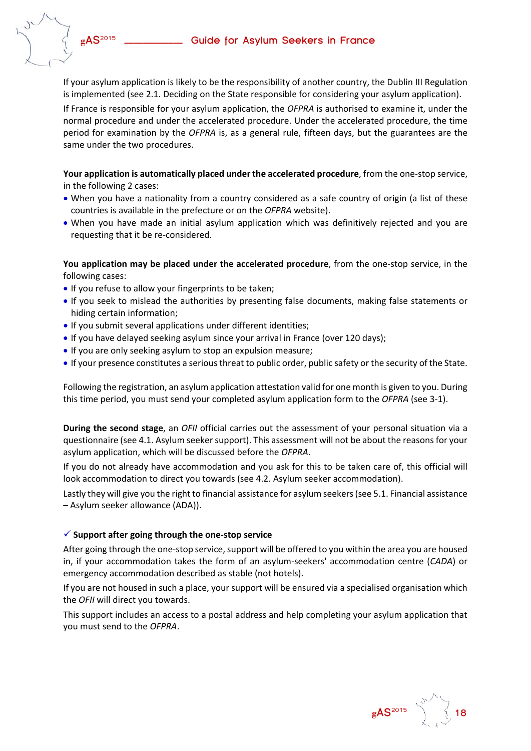If your asylum application is likely to be the responsibility of another country, the Dublin III Regulation is implemented (see 2.1. Deciding on the State responsible for considering your asylum application).

If France is responsible for your asylum application, the *OFPRA* is authorised to examine it, under the normal procedure and under the accelerated procedure. Under the accelerated procedure, the time period for examination by the *OFPRA* is, as a general rule, fifteen days, but the guarantees are the same under the two procedures.

**Your application is automatically placed under the accelerated procedure**, from the one-stop service, in the following 2 cases:

- When you have a nationality from a country considered as a safe country of origin (a list of these countries is available in the prefecture or on the *OFPRA* website).
- When you have made an initial asylum application which was definitively rejected and you are requesting that it be re-considered.

**You application may be placed under the accelerated procedure**, from the one-stop service, in the following cases:

- If you refuse to allow your fingerprints to be taken;
- If you seek to mislead the authorities by presenting false documents, making false statements or hiding certain information;
- If you submit several applications under different identities;
- If you have delayed seeking asylum since your arrival in France (over 120 days);
- If you are only seeking asylum to stop an expulsion measure;
- If your presence constitutes a serious threat to public order, public safety or the security of the State.

Following the registration, an asylum application attestation valid for one month is given to you. During this time period, you must send your completed asylum application form to the *OFPRA* (see 3-1).

**During the second stage**, an *OFII* official carries out the assessment of your personal situation via a questionnaire (see 4.1. Asylum seeker support). This assessment will not be about the reasons for your asylum application, which will be discussed before the *OFPRA*.

If you do not already have accommodation and you ask for this to be taken care of, this official will look accommodation to direct you towards (see 4.2. Asylum seeker accommodation).

Lastly they will give you the right to financial assistance for asylum seekers (see 5.1. Financial assistance – Asylum seeker allowance (ADA)).

#### ✓ Support after going through the one-stop service

After going through the one-stop service, support will be offered to you within the area you are housed in, if your accommodation takes the form of an asylum-seekers' accommodation centre (*CADA*) or emergency accommodation described as stable (not hotels).

If you are not housed in such a place, your support will be ensured via a specialised organisation which the *OFII* will direct you towards.

This support includes an access to a postal address and help completing your asylum application that you must send to the *OFPRA*.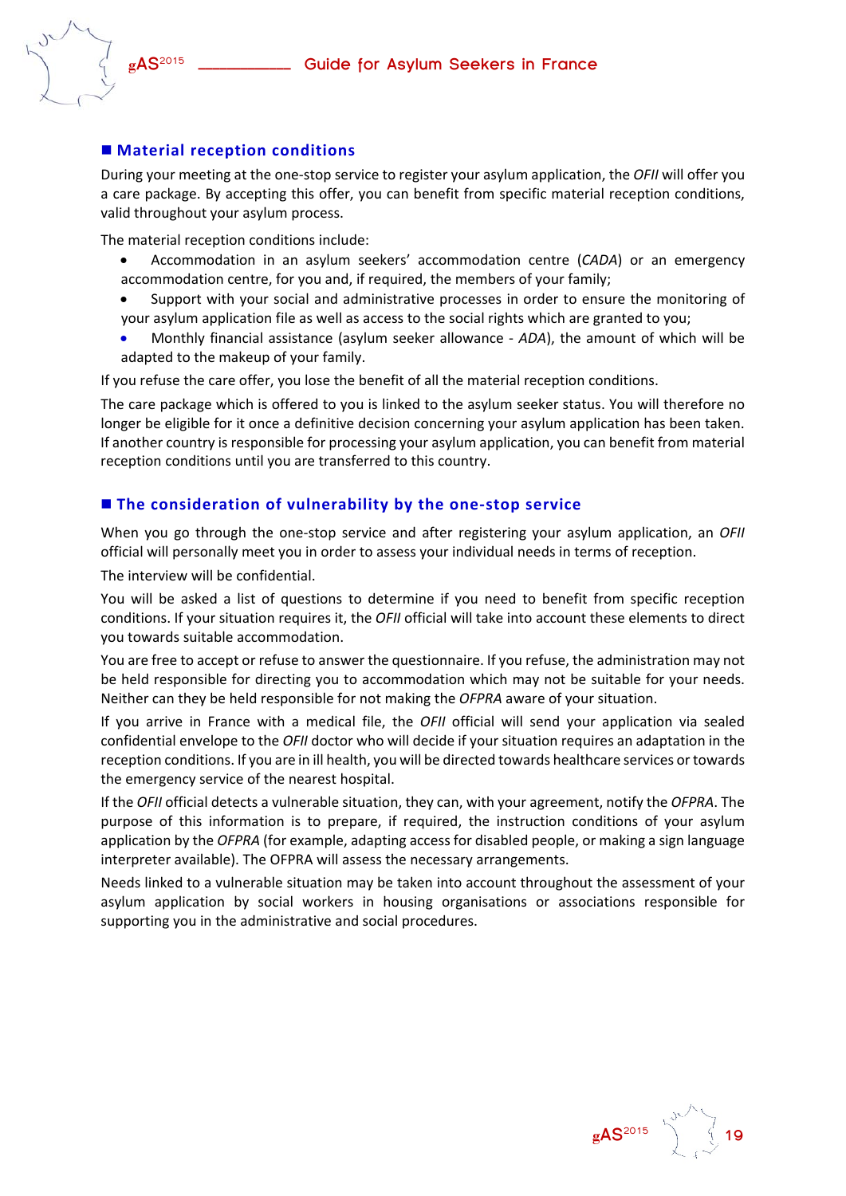## ■ Material reception conditions

During your meeting at the one-stop service to register your asylum application, the *OFII* will offer you a care package. By accepting this offer, you can benefit from specific material reception conditions, valid throughout your asylum process.

The material reception conditions include:

- Accommodation in an asylum seekers' accommodation centre (*CADA*) or an emergency accommodation centre, for you and, if required, the members of your family;
- Support with your social and administrative processes in order to ensure the monitoring of your asylum application file as well as access to the social rights which are granted to you;
- Monthly financial assistance (asylum seeker allowance - *ADA*), the amount of which will be adapted to the makeup of your family.

If you refuse the care offer, you lose the benefit of all the material reception conditions.

The care package which is offered to you is linked to the asylum seeker status. You will therefore no longer be eligible for it once a definitive decision concerning your asylum application has been taken. If another country is responsible for processing your asylum application, you can benefit from material reception conditions until you are transferred to this country.

## ■ The consideration of vulnerability by the one-stop service

When you go through the one-stop service and after registering your asylum application, an *OFII* official will personally meet you in order to assess your individual needs in terms of reception.

The interview will be confidential.

You will be asked a list of questions to determine if you need to benefit from specific reception conditions. If your situation requires it, the *OFII* official will take into account these elements to direct you towards suitable accommodation.

You are free to accept or refuse to answer the questionnaire. If you refuse, the administration may not be held responsible for directing you to accommodation which may not be suitable for your needs. Neither can they be held responsible for not making the *OFPRA* aware of your situation.

If you arrive in France with a medical file, the *OFII* official will send your application via sealed confidential envelope to the *OFII* doctor who will decide if your situation requires an adaptation in the reception conditions. If you are in ill health, you will be directed towards healthcare services or towards the emergency service of the nearest hospital.

If the *OFII* official detects a vulnerable situation, they can, with your agreement, notify the *OFPRA*. The purpose of this information is to prepare, if required, the instruction conditions of your asylum application by the *OFPRA* (for example, adapting access for disabled people, or making a sign language interpreter available). The OFPRA will assess the necessary arrangements.

Needs linked to a vulnerable situation may be taken into account throughout the assessment of your asylum application by social workers in housing organisations or associations responsible for supporting you in the administrative and social procedures.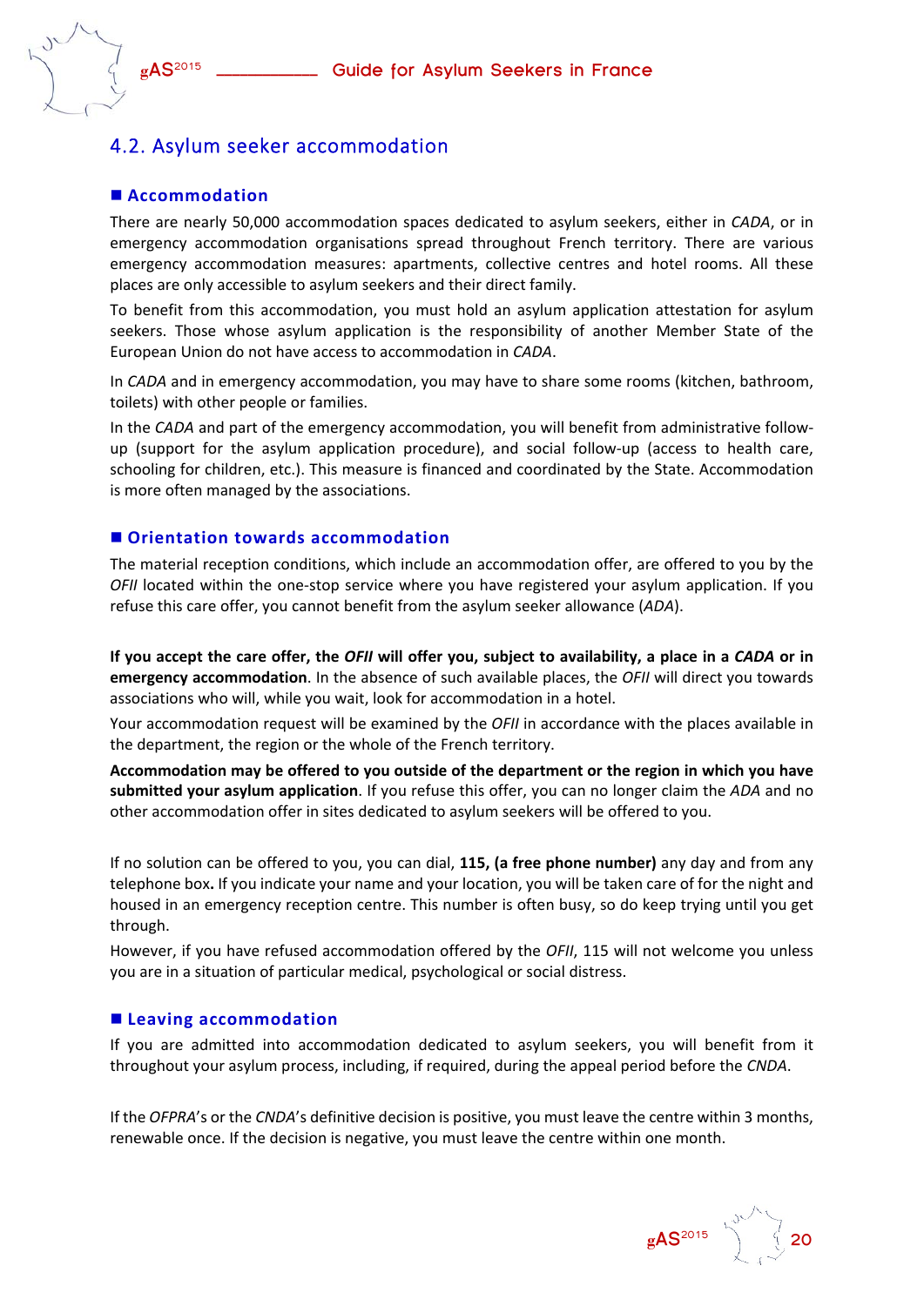## 4.2. Asylum seeker accommodation

### ■ Accommodation

There are nearly 50,000 accommodation spaces dedicated to asylum seekers, either in *CADA*, or in emergency accommodation organisations spread throughout French territory. There are various emergency accommodation measures: apartments, collective centres and hotel rooms. All these places are only accessible to asylum seekers and their direct family.

To benefit from this accommodation, you must hold an asylum application attestation for asylum seekers. Those whose asylum application is the responsibility of another Member State of the European Union do not have access to accommodation in *CADA*.

In *CADA* and in emergency accommodation, you may have to share some rooms (kitchen, bathroom, toilets) with other people or families.

In the *CADA* and part of the emergency accommodation, you will benefit from administrative follow-up (support for the asylum application procedure), and social follow-up (access to health care, schooling for children, etc.). This measure is financed and coordinated by the State. Accommodation is more often managed by the associations.

### ■ Orientation towards accommodation

The material reception conditions, which include an accommodation offer, are offered to you by the *OFII* located within the one-stop service where you have registered your asylum application. If you refuse this care offer, you cannot benefit from the asylum seeker allowance (*ADA*).

**If you accept the care offer, the *OFII* will offer you, subject to availability, a place in a *CADA* or in emergency accommodation**. In the absence of such available places, the *OFII* will direct you towards associations who will, while you wait, look for accommodation in a hotel.

Your accommodation request will be examined by the *OFII* in accordance with the places available in the department, the region or the whole of the French territory.

**Accommodation may be offered to you outside of the department or the region in which you have submitted your asylum application**. If you refuse this offer, you can no longer claim the *ADA* and no other accommodation offer in sites dedicated to asylum seekers will be offered to you.

If no solution can be offered to you, you can dial, **115, (a free phone number)** any day and from any telephone box**.** If you indicate your name and your location, you will be taken care of for the night and housed in an emergency reception centre. This number is often busy, so do keep trying until you get through.

However, if you have refused accommodation offered by the *OFII*, 115 will not welcome you unless you are in a situation of particular medical, psychological or social distress.

### ■ Leaving accommodation

If you are admitted into accommodation dedicated to asylum seekers, you will benefit from it throughout your asylum process, including, if required, during the appeal period before the *CNDA*.

If the *OFPRA*'s or the *CNDA*'s definitive decision is positive, you must leave the centre within 3 months, renewable once. If the decision is negative, you must leave the centre within one month.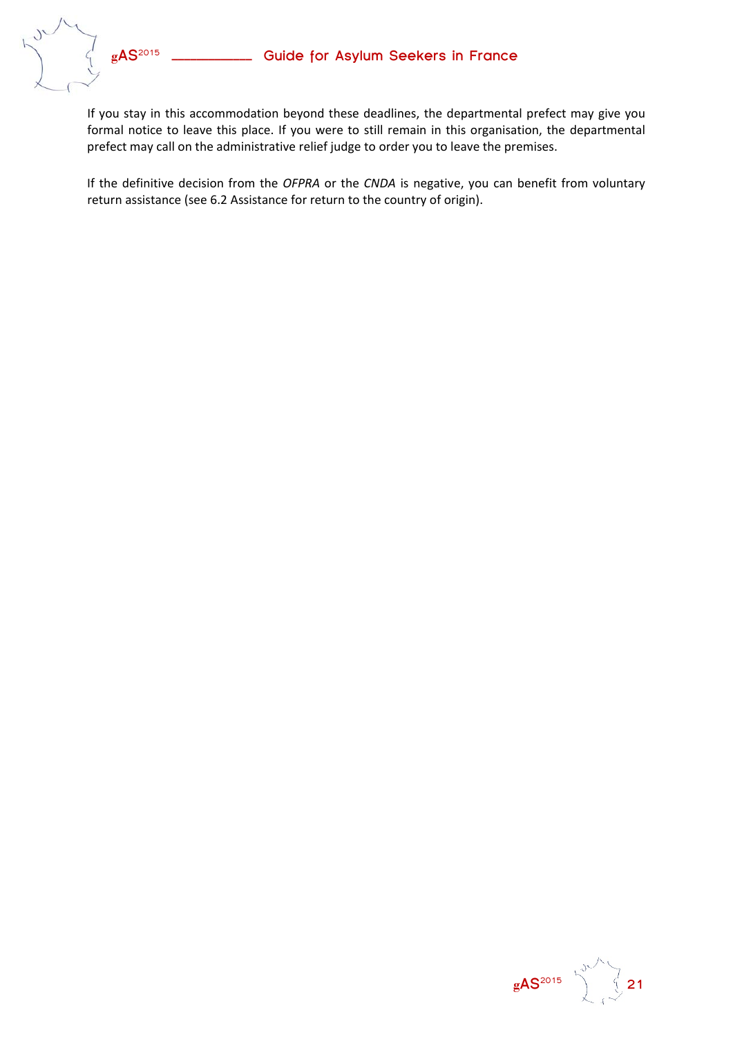If you stay in this accommodation beyond these deadlines, the departmental prefect may give you formal notice to leave this place. If you were to still remain in this organisation, the departmental prefect may call on the administrative relief judge to order you to leave the premises.

If the definitive decision from the *OFPRA* or the *CNDA* is negative, you can benefit from voluntary return assistance (see 6.2 Assistance for return to the country of origin).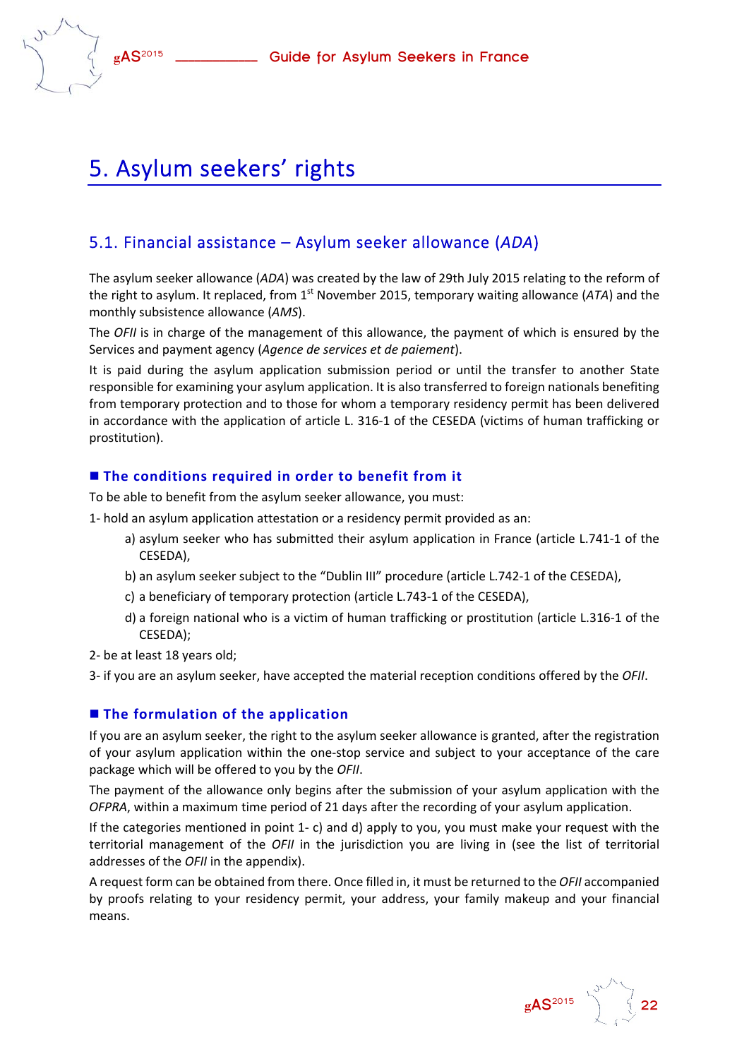# 5. Asylum seekers' rights

## 5.1. Financial assistance – Asylum seeker allowance (*ADA*)

The asylum seeker allowance (*ADA*) was created by the law of 29th July 2015 relating to the reform of the right to asylum. It replaced, from 1st November 2015, temporary waiting allowance (*ATA*) and the monthly subsistence allowance (*AMS*).

The *OFII* is in charge of the management of this allowance, the payment of which is ensured by the Services and payment agency (*Agence de services et de paiement*).

It is paid during the asylum application submission period or until the transfer to another State responsible for examining your asylum application. It is also transferred to foreign nationals benefiting from temporary protection and to those for whom a temporary residency permit has been delivered in accordance with the application of article L. 316-1 of the CESEDA (victims of human trafficking or prostitution).

### ■ The conditions required in order to benefit from it

To be able to benefit from the asylum seeker allowance, you must:

1- hold an asylum application attestation or a residency permit provided as an:

- a) asylum seeker who has submitted their asylum application in France (article L.741-1 of the CESEDA),
- b) an asylum seeker subject to the "Dublin III" procedure (article L.742-1 of the CESEDA),
- c) a beneficiary of temporary protection (article L.743-1 of the CESEDA),
- d) a foreign national who is a victim of human trafficking or prostitution (article L.316-1 of the CESEDA);

2- be at least 18 years old;

3- if you are an asylum seeker, have accepted the material reception conditions offered by the *OFII*.

### ■ The formulation of the application

If you are an asylum seeker, the right to the asylum seeker allowance is granted, after the registration of your asylum application within the one-stop service and subject to your acceptance of the care package which will be offered to you by the *OFII*.

The payment of the allowance only begins after the submission of your asylum application with the *OFPRA*, within a maximum time period of 21 days after the recording of your asylum application.

If the categories mentioned in point 1- c) and d) apply to you, you must make your request with the territorial management of the *OFII* in the jurisdiction you are living in (see the list of territorial addresses of the *OFII* in the appendix).

A request form can be obtained from there. Once filled in, it must be returned to the *OFII* accompanied by proofs relating to your residency permit, your address, your family makeup and your financial means.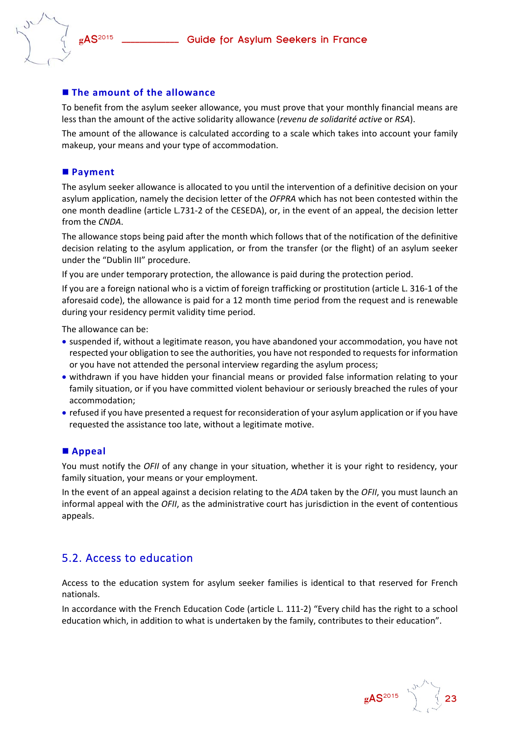### ■ The amount of the allowance

To benefit from the asylum seeker allowance, you must prove that your monthly financial means are less than the amount of the active solidarity allowance (*revenu de solidarité active* or *RSA*).

The amount of the allowance is calculated according to a scale which takes into account your family makeup, your means and your type of accommodation.

### ■ Payment

The asylum seeker allowance is allocated to you until the intervention of a definitive decision on your asylum application, namely the decision letter of the *OFPRA* which has not been contested within the one month deadline (article L.731-2 of the CESEDA), or, in the event of an appeal, the decision letter from the *CNDA*.

The allowance stops being paid after the month which follows that of the notification of the definitive decision relating to the asylum application, or from the transfer (or the flight) of an asylum seeker under the "Dublin III" procedure.

If you are under temporary protection, the allowance is paid during the protection period.

If you are a foreign national who is a victim of foreign trafficking or prostitution (article L. 316-1 of the aforesaid code), the allowance is paid for a 12 month time period from the request and is renewable during your residency permit validity time period.

The allowance can be:

- suspended if, without a legitimate reason, you have abandoned your accommodation, you have not respected your obligation to see the authorities, you have not responded to requests for information or you have not attended the personal interview regarding the asylum process;
- withdrawn if you have hidden your financial means or provided false information relating to your family situation, or if you have committed violent behaviour or seriously breached the rules of your accommodation;
- refused if you have presented a request for reconsideration of your asylum application or if you have requested the assistance too late, without a legitimate motive.

### ■ Appeal

You must notify the *OFII* of any change in your situation, whether it is your right to residency, your family situation, your means or your employment.

In the event of an appeal against a decision relating to the *ADA* taken by the *OFII*, you must launch an informal appeal with the *OFII*, as the administrative court has jurisdiction in the event of contentious appeals.

## 5.2. Access to education

Access to the education system for asylum seeker families is identical to that reserved for French nationals.

In accordance with the French Education Code (article L. 111-2) "Every child has the right to a school education which, in addition to what is undertaken by the family, contributes to their education".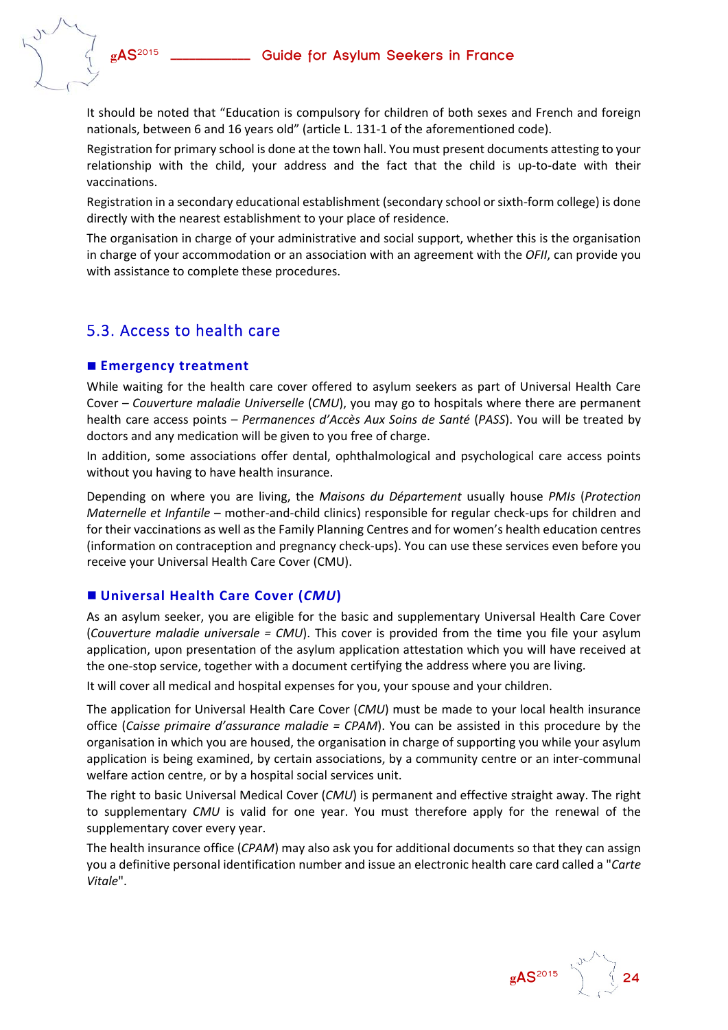It should be noted that "Education is compulsory for children of both sexes and French and foreign nationals, between 6 and 16 years old" (article L. 131-1 of the aforementioned code).

Registration for primary school is done at the town hall. You must present documents attesting to your relationship with the child, your address and the fact that the child is up-to-date with their vaccinations.

Registration in a secondary educational establishment (secondary school or sixth-form college) is done directly with the nearest establishment to your place of residence.

The organisation in charge of your administrative and social support, whether this is the organisation in charge of your accommodation or an association with an agreement with the *OFII*, can provide you with assistance to complete these procedures.

## 5.3. Access to health care

### ■ Emergency treatment

While waiting for the health care cover offered to asylum seekers as part of Universal Health Care Cover – *Couverture maladie Universelle* (*CMU*), you may go to hospitals where there are permanent health care access points – *Permanences d'Accès Aux Soins de Santé* (*PASS*). You will be treated by doctors and any medication will be given to you free of charge.

In addition, some associations offer dental, ophthalmological and psychological care access points without you having to have health insurance.

Depending on where you are living, the *Maisons du Département* usually house *PMIs* (*Protection Maternelle et Infantile* – mother-and-child clinics) responsible for regular check-ups for children and for their vaccinations as well as the Family Planning Centres and for women's health education centres (information on contraception and pregnancy check-ups). You can use these services even before you receive your Universal Health Care Cover (CMU).

### ■ Universal Health Care Cover (*CMU*)

As an asylum seeker, you are eligible for the basic and supplementary Universal Health Care Cover (*Couverture maladie universale = CMU*). This cover is provided from the time you file your asylum application, upon presentation of the asylum application attestation which you will have received at the one-stop service, together with a document certifying the address where you are living.

It will cover all medical and hospital expenses for you, your spouse and your children.

The application for Universal Health Care Cover (*CMU*) must be made to your local health insurance office (*Caisse primaire d'assurance maladie = CPAM*). You can be assisted in this procedure by the organisation in which you are housed, the organisation in charge of supporting you while your asylum application is being examined, by certain associations, by a community centre or an inter-communal welfare action centre, or by a hospital social services unit.

The right to basic Universal Medical Cover (*CMU*) is permanent and effective straight away. The right to supplementary *CMU* is valid for one year. You must therefore apply for the renewal of the supplementary cover every year.

The health insurance office (*CPAM*) may also ask you for additional documents so that they can assign you a definitive personal identification number and issue an electronic health care card called a "*Carte Vitale*".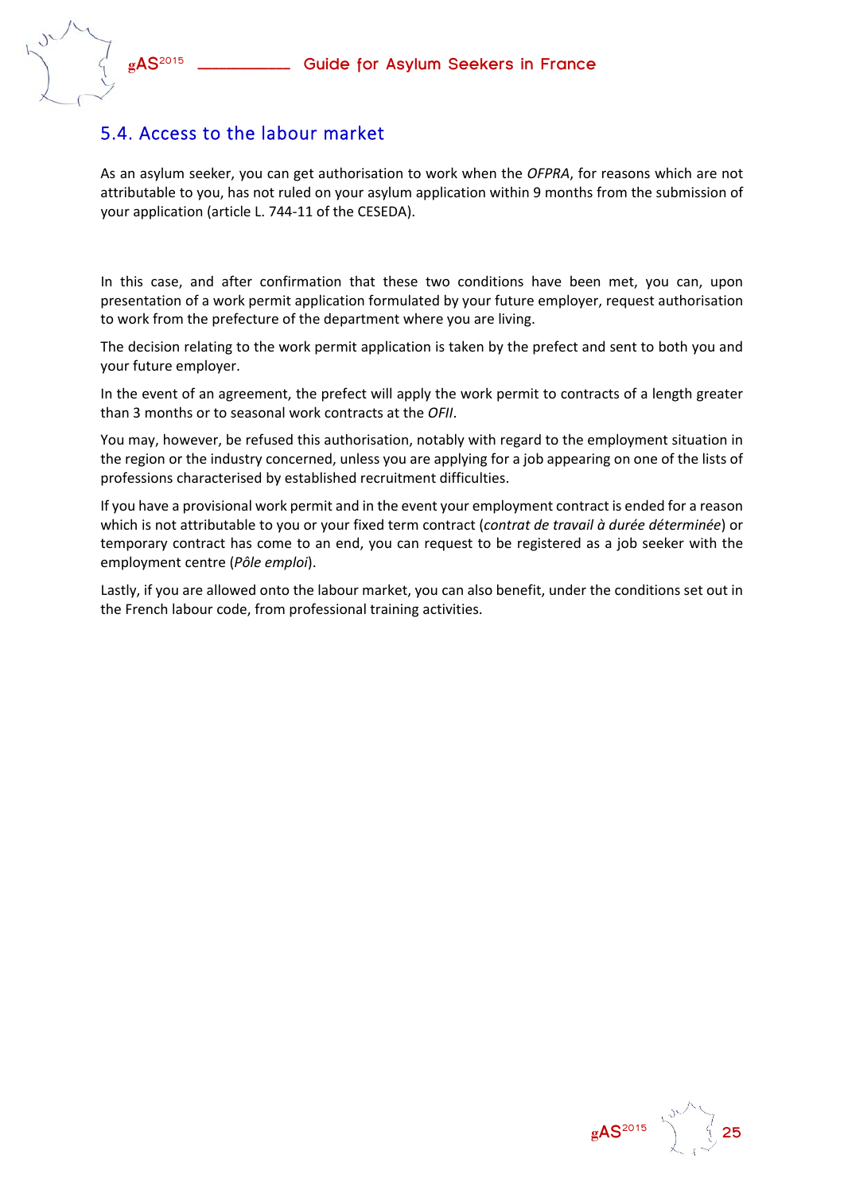## 5.4. Access to the labour market

As an asylum seeker, you can get authorisation to work when the *OFPRA*, for reasons which are not attributable to you, has not ruled on your asylum application within 9 months from the submission of your application (article L. 744-11 of the CESEDA).

In this case, and after confirmation that these two conditions have been met, you can, upon presentation of a work permit application formulated by your future employer, request authorisation to work from the prefecture of the department where you are living.

The decision relating to the work permit application is taken by the prefect and sent to both you and your future employer.

In the event of an agreement, the prefect will apply the work permit to contracts of a length greater than 3 months or to seasonal work contracts at the *OFII*.

You may, however, be refused this authorisation, notably with regard to the employment situation in the region or the industry concerned, unless you are applying for a job appearing on one of the lists of professions characterised by established recruitment difficulties.

If you have a provisional work permit and in the event your employment contract is ended for a reason which is not attributable to you or your fixed term contract (*contrat de travail à durée déterminée*) or temporary contract has come to an end, you can request to be registered as a job seeker with the employment centre (*Pôle emploi*).

Lastly, if you are allowed onto the labour market, you can also benefit, under the conditions set out in the French labour code, from professional training activities.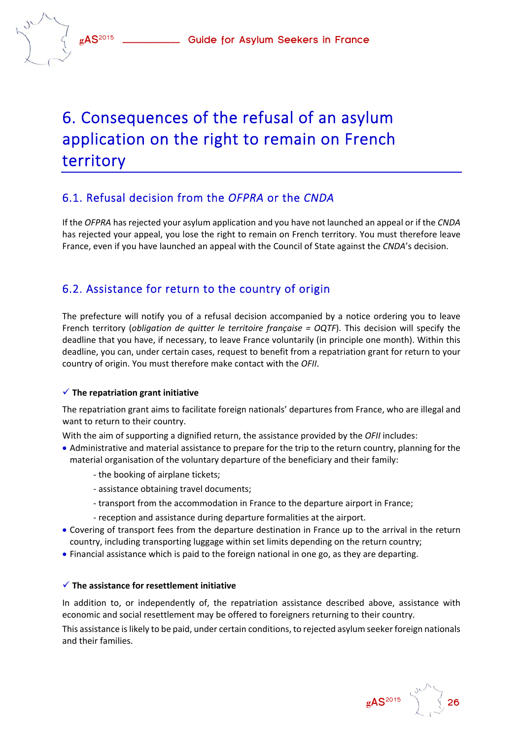# 6. Consequences of the refusal of an asylum application on the right to remain on French territory

## 6.1. Refusal decision from the *OFPRA* or the *CNDA*

If the *OFPRA* has rejected your asylum application and you have not launched an appeal or if the *CNDA* has rejected your appeal, you lose the right to remain on French territory. You must therefore leave France, even if you have launched an appeal with the Council of State against the *CNDA*'s decision.

## 6.2. Assistance for return to the country of origin

The prefecture will notify you of a refusal decision accompanied by a notice ordering you to leave French territory (*obligation de quitter le territoire française = OQTF*). This decision will specify the deadline that you have, if necessary, to leave France voluntarily (in principle one month). Within this deadline, you can, under certain cases, request to benefit from a repatriation grant for return to your country of origin. You must therefore make contact with the *OFII*.

✓ **The repatriation grant initiative**

The repatriation grant aims to facilitate foreign nationals' departures from France, who are illegal and want to return to their country.

With the aim of supporting a dignified return, the assistance provided by the *OFII* includes:

- Administrative and material assistance to prepare for the trip to the return country, planning for the material organisation of the voluntary departure of the beneficiary and their family:
  - the booking of airplane tickets;
  - assistance obtaining travel documents;
  - transport from the accommodation in France to the departure airport in France;
  - reception and assistance during departure formalities at the airport.
- Covering of transport fees from the departure destination in France up to the arrival in the return country, including transporting luggage within set limits depending on the return country;
- Financial assistance which is paid to the foreign national in one go, as they are departing.

✓ **The assistance for resettlement initiative**

In addition to, or independently of, the repatriation assistance described above, assistance with economic and social resettlement may be offered to foreigners returning to their country.

This assistance is likely to be paid, under certain conditions, to rejected asylum seeker foreign nationals and their families.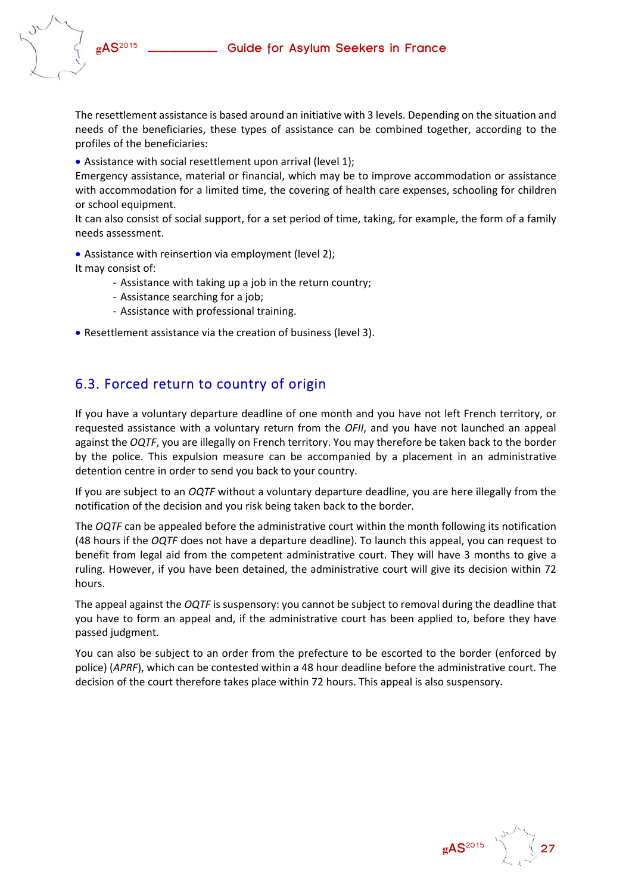The resettlement assistance is based around an initiative with 3 levels. Depending on the situation and needs of the beneficiaries, these types of assistance can be combined together, according to the profiles of the beneficiaries:

- Assistance with social resettlement upon arrival (level 1);

Emergency assistance, material or financial, which may be to improve accommodation or assistance with accommodation for a limited time, the covering of health care expenses, schooling for children or school equipment.

It can also consist of social support, for a set period of time, taking, for example, the form of a family needs assessment.

- Assistance with reinsertion via employment (level 2);

It may consist of:

  - Assistance with taking up a job in the return country;
  - Assistance searching for a job;
  - Assistance with professional training.

- Resettlement assistance via the creation of business (level 3).

## 6.3. Forced return to country of origin

If you have a voluntary departure deadline of one month and you have not left French territory, or requested assistance with a voluntary return from the *OFII*, and you have not launched an appeal against the *OQTF*, you are illegally on French territory. You may therefore be taken back to the border by the police. This expulsion measure can be accompanied by a placement in an administrative detention centre in order to send you back to your country.

If you are subject to an *OQTF* without a voluntary departure deadline, you are here illegally from the notification of the decision and you risk being taken back to the border.

The *OQTF* can be appealed before the administrative court within the month following its notification (48 hours if the *OQTF* does not have a departure deadline). To launch this appeal, you can request to benefit from legal aid from the competent administrative court. They will have 3 months to give a ruling. However, if you have been detained, the administrative court will give its decision within 72 hours.

The appeal against the *OQTF* is suspensory: you cannot be subject to removal during the deadline that you have to form an appeal and, if the administrative court has been applied to, before they have passed judgment.

You can also be subject to an order from the prefecture to be escorted to the border (enforced by police) (*APRF*), which can be contested within a 48 hour deadline before the administrative court. The decision of the court therefore takes place within 72 hours. This appeal is also suspensory.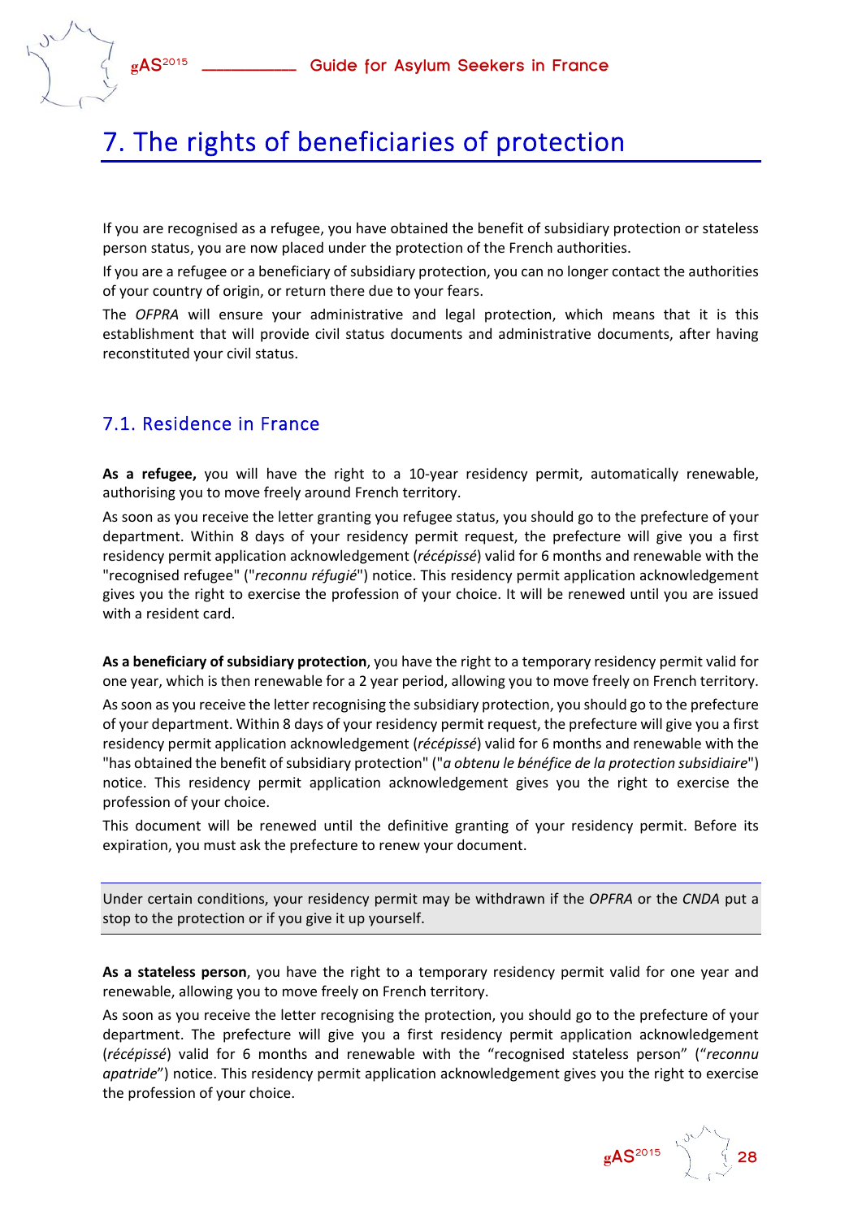# 7. The rights of beneficiaries of protection

If you are recognised as a refugee, you have obtained the benefit of subsidiary protection or stateless person status, you are now placed under the protection of the French authorities.

If you are a refugee or a beneficiary of subsidiary protection, you can no longer contact the authorities of your country of origin, or return there due to your fears.

The *OFPRA* will ensure your administrative and legal protection, which means that it is this establishment that will provide civil status documents and administrative documents, after having reconstituted your civil status.

## 7.1. Residence in France

**As a refugee,** you will have the right to a 10-year residency permit, automatically renewable, authorising you to move freely around French territory.

As soon as you receive the letter granting you refugee status, you should go to the prefecture of your department. Within 8 days of your residency permit request, the prefecture will give you a first residency permit application acknowledgement (*récépissé*) valid for 6 months and renewable with the "recognised refugee" ("*reconnu réfugié*") notice. This residency permit application acknowledgement gives you the right to exercise the profession of your choice. It will be renewed until you are issued with a resident card.

**As a beneficiary of subsidiary protection**, you have the right to a temporary residency permit valid for one year, which is then renewable for a 2 year period, allowing you to move freely on French territory.

As soon as you receive the letter recognising the subsidiary protection, you should go to the prefecture of your department. Within 8 days of your residency permit request, the prefecture will give you a first residency permit application acknowledgement (*récépissé*) valid for 6 months and renewable with the "has obtained the benefit of subsidiary protection" ("*a obtenu le bénéfice de la protection subsidiaire*") notice. This residency permit application acknowledgement gives you the right to exercise the profession of your choice.

This document will be renewed until the definitive granting of your residency permit. Before its expiration, you must ask the prefecture to renew your document.

> Under certain conditions, your residency permit may be withdrawn if the *OPFRA* or the *CNDA* put a stop to the protection or if you give it up yourself.

**As a stateless person**, you have the right to a temporary residency permit valid for one year and renewable, allowing you to move freely on French territory.

As soon as you receive the letter recognising the protection, you should go to the prefecture of your department. The prefecture will give you a first residency permit application acknowledgement (*récépissé*) valid for 6 months and renewable with the "recognised stateless person" ("*reconnu apatride*") notice. This residency permit application acknowledgement gives you the right to exercise the profession of your choice.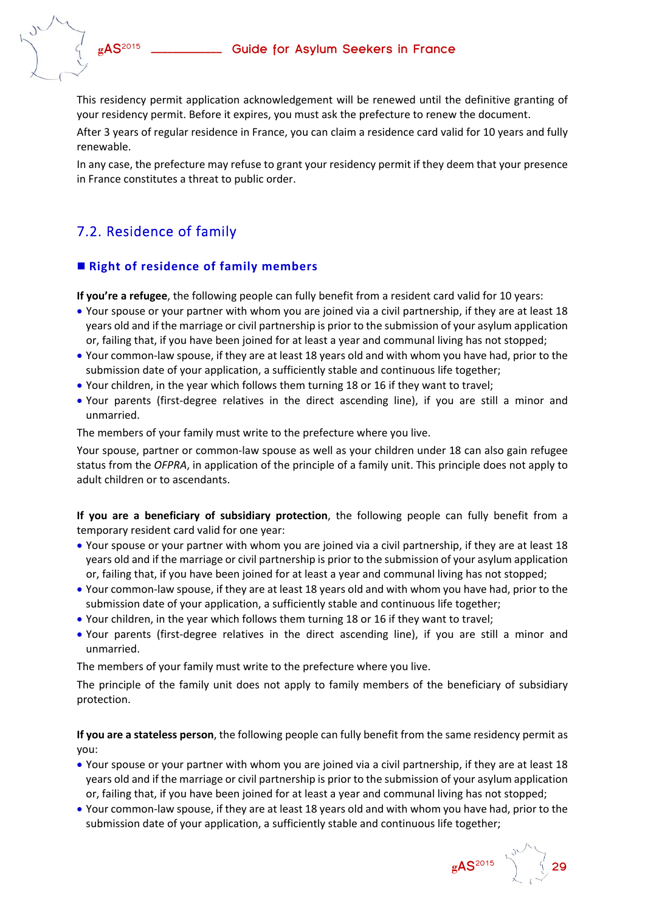This residency permit application acknowledgement will be renewed until the definitive granting of your residency permit. Before it expires, you must ask the prefecture to renew the document.

After 3 years of regular residence in France, you can claim a residence card valid for 10 years and fully renewable.

In any case, the prefecture may refuse to grant your residency permit if they deem that your presence in France constitutes a threat to public order.

## 7.2. Residence of family

### Right of residence of family members

**If you're a refugee**, the following people can fully benefit from a resident card valid for 10 years:

- Your spouse or your partner with whom you are joined via a civil partnership, if they are at least 18 years old and if the marriage or civil partnership is prior to the submission of your asylum application or, failing that, if you have been joined for at least a year and communal living has not stopped;
- Your common-law spouse, if they are at least 18 years old and with whom you have had, prior to the submission date of your application, a sufficiently stable and continuous life together;
- Your children, in the year which follows them turning 18 or 16 if they want to travel;
- Your parents (first-degree relatives in the direct ascending line), if you are still a minor and unmarried.

The members of your family must write to the prefecture where you live.

Your spouse, partner or common-law spouse as well as your children under 18 can also gain refugee status from the *OFPRA*, in application of the principle of a family unit. This principle does not apply to adult children or to ascendants.

**If you are a beneficiary of subsidiary protection**, the following people can fully benefit from a temporary resident card valid for one year:

- Your spouse or your partner with whom you are joined via a civil partnership, if they are at least 18 years old and if the marriage or civil partnership is prior to the submission of your asylum application or, failing that, if you have been joined for at least a year and communal living has not stopped;
- Your common-law spouse, if they are at least 18 years old and with whom you have had, prior to the submission date of your application, a sufficiently stable and continuous life together;
- Your children, in the year which follows them turning 18 or 16 if they want to travel;
- Your parents (first-degree relatives in the direct ascending line), if you are still a minor and unmarried.

The members of your family must write to the prefecture where you live.

The principle of the family unit does not apply to family members of the beneficiary of subsidiary protection.

**If you are a stateless person**, the following people can fully benefit from the same residency permit as you:

- Your spouse or your partner with whom you are joined via a civil partnership, if they are at least 18 years old and if the marriage or civil partnership is prior to the submission of your asylum application or, failing that, if you have been joined for at least a year and communal living has not stopped;
- Your common-law spouse, if they are at least 18 years old and with whom you have had, prior to the submission date of your application, a sufficiently stable and continuous life together;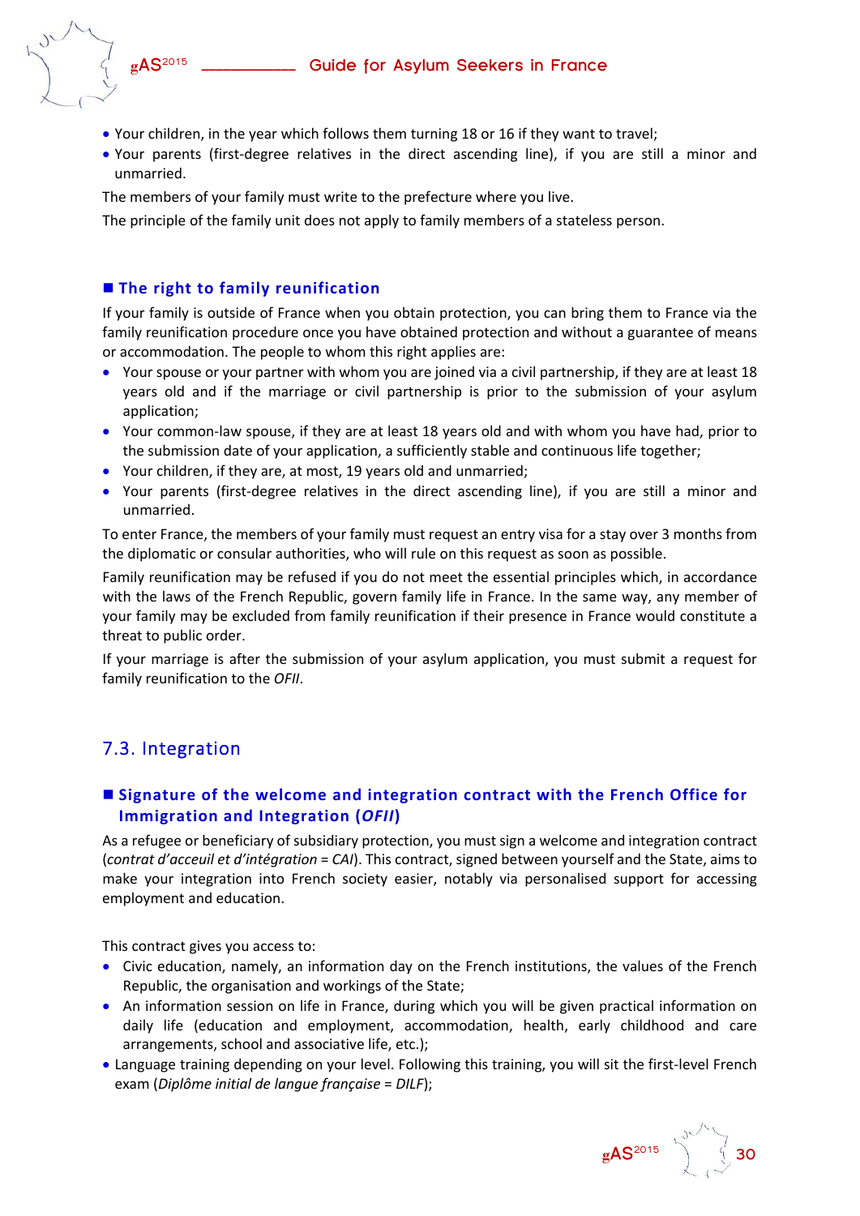- Your children, in the year which follows them turning 18 or 16 if they want to travel;
- Your parents (first-degree relatives in the direct ascending line), if you are still a minor and unmarried.

The members of your family must write to the prefecture where you live.

The principle of the family unit does not apply to family members of a stateless person.

### ■ The right to family reunification

If your family is outside of France when you obtain protection, you can bring them to France via the family reunification procedure once you have obtained protection and without a guarantee of means or accommodation. The people to whom this right applies are:

- Your spouse or your partner with whom you are joined via a civil partnership, if they are at least 18 years old and if the marriage or civil partnership is prior to the submission of your asylum application;
- Your common-law spouse, if they are at least 18 years old and with whom you have had, prior to the submission date of your application, a sufficiently stable and continuous life together;
- Your children, if they are, at most, 19 years old and unmarried;
- Your parents (first-degree relatives in the direct ascending line), if you are still a minor and unmarried.

To enter France, the members of your family must request an entry visa for a stay over 3 months from the diplomatic or consular authorities, who will rule on this request as soon as possible.

Family reunification may be refused if you do not meet the essential principles which, in accordance with the laws of the French Republic, govern family life in France. In the same way, any member of your family may be excluded from family reunification if their presence in France would constitute a threat to public order.

If your marriage is after the submission of your asylum application, you must submit a request for family reunification to the *OFII*.

## 7.3. Integration

### ■ Signature of the welcome and integration contract with the French Office for Immigration and Integration (*OFII*)

As a refugee or beneficiary of subsidiary protection, you must sign a welcome and integration contract (*contrat d'acceuil et d'intégration* = *CAI*). This contract, signed between yourself and the State, aims to make your integration into French society easier, notably via personalised support for accessing employment and education.

This contract gives you access to:

- Civic education, namely, an information day on the French institutions, the values of the French Republic, the organisation and workings of the State;
- An information session on life in France, during which you will be given practical information on daily life (education and employment, accommodation, health, early childhood and care arrangements, school and associative life, etc.);
- Language training depending on your level. Following this training, you will sit the first-level French exam (*Diplôme initial de langue française* = *DILF*);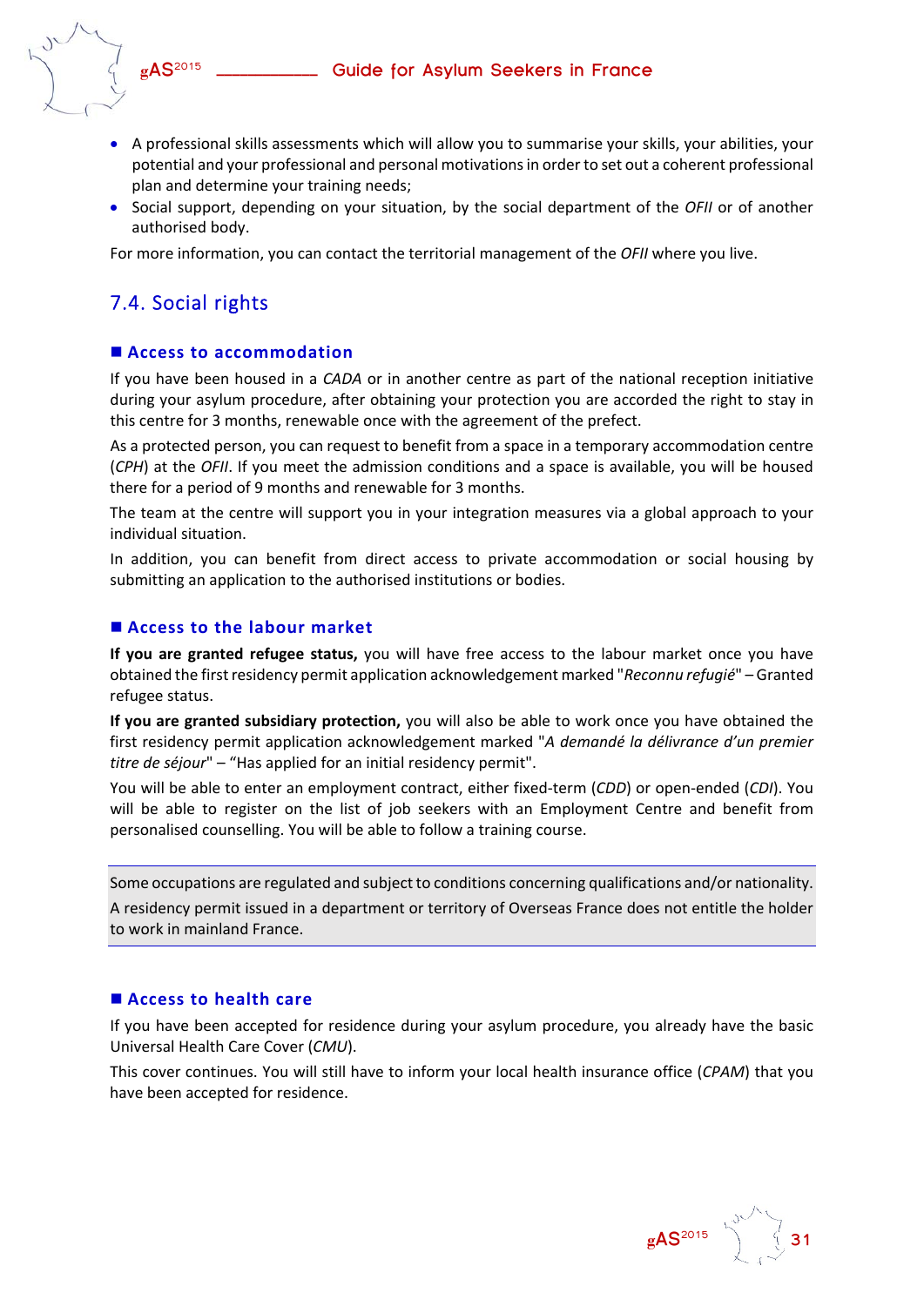- A professional skills assessments which will allow you to summarise your skills, your abilities, your potential and your professional and personal motivations in order to set out a coherent professional plan and determine your training needs;
- Social support, depending on your situation, by the social department of the *OFII* or of another authorised body.

For more information, you can contact the territorial management of the *OFII* where you live.

## 7.4. Social rights

### ■ Access to accommodation

If you have been housed in a *CADA* or in another centre as part of the national reception initiative during your asylum procedure, after obtaining your protection you are accorded the right to stay in this centre for 3 months, renewable once with the agreement of the prefect.

As a protected person, you can request to benefit from a space in a temporary accommodation centre (*CPH*) at the *OFII*. If you meet the admission conditions and a space is available, you will be housed there for a period of 9 months and renewable for 3 months.

The team at the centre will support you in your integration measures via a global approach to your individual situation.

In addition, you can benefit from direct access to private accommodation or social housing by submitting an application to the authorised institutions or bodies.

### ■ Access to the labour market

**If you are granted refugee status,** you will have free access to the labour market once you have obtained the first residency permit application acknowledgement marked "*Reconnu refugié*" – Granted refugee status.

**If you are granted subsidiary protection,** you will also be able to work once you have obtained the first residency permit application acknowledgement marked "*A demandé la délivrance d'un premier titre de séjour*" – "Has applied for an initial residency permit".

You will be able to enter an employment contract, either fixed-term (*CDD*) or open-ended (*CDI*). You will be able to register on the list of job seekers with an Employment Centre and benefit from personalised counselling. You will be able to follow a training course.

> Some occupations are regulated and subject to conditions concerning qualifications and/or nationality.
>
> A residency permit issued in a department or territory of Overseas France does not entitle the holder to work in mainland France.

### ■ Access to health care

If you have been accepted for residence during your asylum procedure, you already have the basic Universal Health Care Cover (*CMU*).

This cover continues. You will still have to inform your local health insurance office (*CPAM*) that you have been accepted for residence.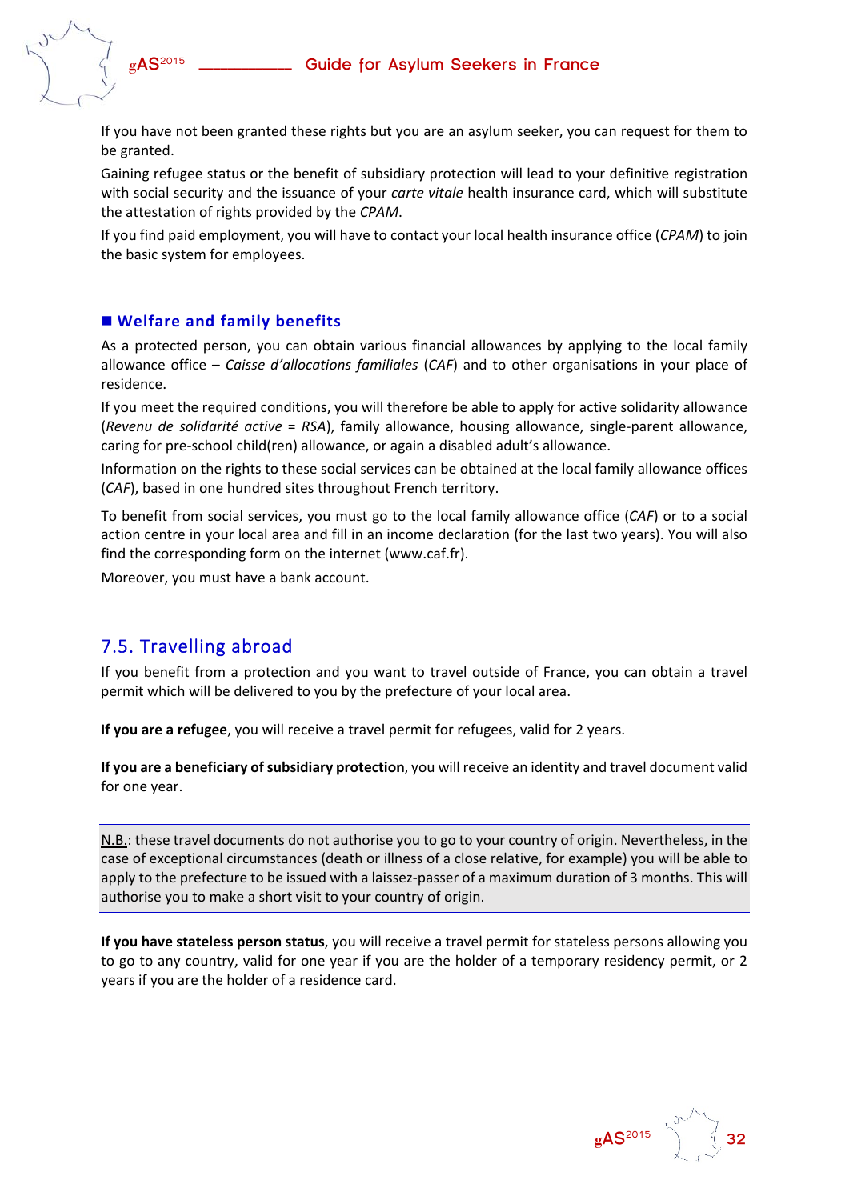If you have not been granted these rights but you are an asylum seeker, you can request for them to be granted.

Gaining refugee status or the benefit of subsidiary protection will lead to your definitive registration with social security and the issuance of your *carte vitale* health insurance card, which will substitute the attestation of rights provided by the *CPAM*.

If you find paid employment, you will have to contact your local health insurance office (*CPAM*) to join the basic system for employees.

### ■ Welfare and family benefits

As a protected person, you can obtain various financial allowances by applying to the local family allowance office – *Caisse d'allocations familiales* (*CAF*) and to other organisations in your place of residence.

If you meet the required conditions, you will therefore be able to apply for active solidarity allowance (*Revenu de solidarité active* = *RSA*), family allowance, housing allowance, single-parent allowance, caring for pre-school child(ren) allowance, or again a disabled adult's allowance.

Information on the rights to these social services can be obtained at the local family allowance offices (*CAF*), based in one hundred sites throughout French territory.

To benefit from social services, you must go to the local family allowance office (*CAF*) or to a social action centre in your local area and fill in an income declaration (for the last two years). You will also find the corresponding form on the internet (www.caf.fr).

Moreover, you must have a bank account.

## 7.5. Travelling abroad

If you benefit from a protection and you want to travel outside of France, you can obtain a travel permit which will be delivered to you by the prefecture of your local area.

**If you are a refugee**, you will receive a travel permit for refugees, valid for 2 years.

**If you are a beneficiary of subsidiary protection**, you will receive an identity and travel document valid for one year.

> N.B.: these travel documents do not authorise you to go to your country of origin. Nevertheless, in the case of exceptional circumstances (death or illness of a close relative, for example) you will be able to apply to the prefecture to be issued with a laissez-passer of a maximum duration of 3 months. This will authorise you to make a short visit to your country of origin.

**If you have stateless person status**, you will receive a travel permit for stateless persons allowing you to go to any country, valid for one year if you are the holder of a temporary residency permit, or 2 years if you are the holder of a residence card.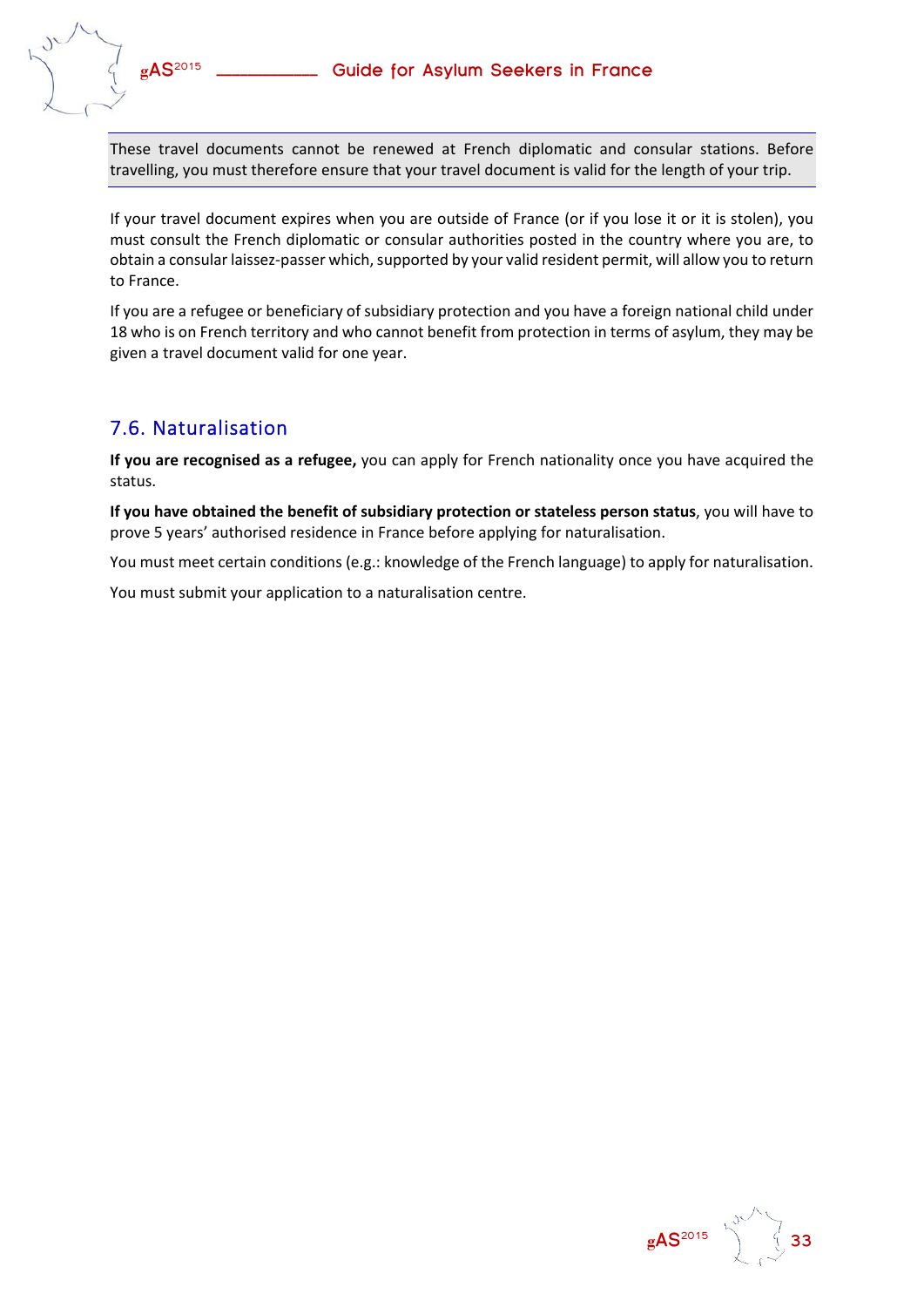These travel documents cannot be renewed at French diplomatic and consular stations. Before travelling, you must therefore ensure that your travel document is valid for the length of your trip.

If your travel document expires when you are outside of France (or if you lose it or it is stolen), you must consult the French diplomatic or consular authorities posted in the country where you are, to obtain a consular laissez-passer which, supported by your valid resident permit, will allow you to return to France.

If you are a refugee or beneficiary of subsidiary protection and you have a foreign national child under 18 who is on French territory and who cannot benefit from protection in terms of asylum, they may be given a travel document valid for one year.

## 7.6. Naturalisation

**If you are recognised as a refugee,** you can apply for French nationality once you have acquired the status.

**If you have obtained the benefit of subsidiary protection or stateless person status**, you will have to prove 5 years' authorised residence in France before applying for naturalisation.

You must meet certain conditions (e.g.: knowledge of the French language) to apply for naturalisation.

You must submit your application to a naturalisation centre.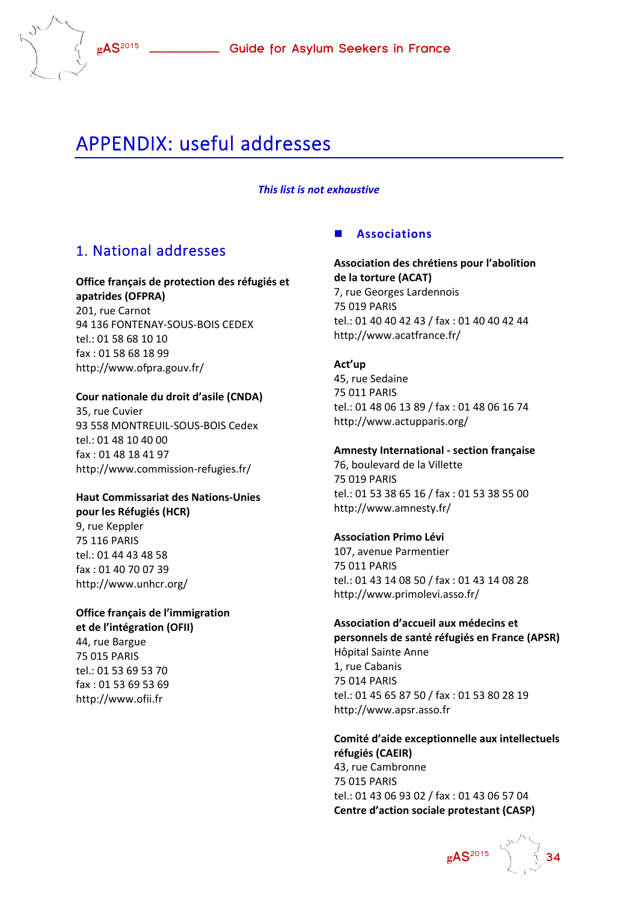# APPENDIX: useful addresses

***This list is not exhaustive***

## 1. National addresses

**Office français de protection des réfugiés et apatrides (OFPRA)**
201, rue Carnot
94 136 FONTENAY-SOUS-BOIS CEDEX
tel.: 01 58 68 10 10
fax : 01 58 68 18 99
http://www.ofpra.gouv.fr/

**Cour nationale du droit d'asile (CNDA)**
35, rue Cuvier
93 558 MONTREUIL-SOUS-BOIS Cedex
tel.: 01 48 10 40 00
fax : 01 48 18 41 97
http://www.commission-refugies.fr/

**Haut Commissariat des Nations-Unies pour les Réfugiés (HCR)**
9, rue Keppler
75 116 PARIS
tel.: 01 44 43 48 58
fax : 01 40 70 07 39
http://www.unhcr.org/

**Office français de l'immigration et de l'intégration (OFII)**
44, rue Bargue
75 015 PARIS
tel.: 01 53 69 53 70
fax : 01 53 69 53 69
http://www.ofii.fr

### Associations

**Association des chrétiens pour l'abolition de la torture (ACAT)**
7, rue Georges Lardennois
75 019 PARIS
tel.: 01 40 40 42 43 / fax : 01 40 40 42 44
http://www.acatfrance.fr/

**Act'up**
45, rue Sedaine
75 011 PARIS
tel.: 01 48 06 13 89 / fax : 01 48 06 16 74
http://www.actupparis.org/

**Amnesty International - section française**
76, boulevard de la Villette
75 019 PARIS
tel.: 01 53 38 65 16 / fax : 01 53 38 55 00
http://www.amnesty.fr/

**Association Primo Lévi**
107, avenue Parmentier
75 011 PARIS
tel.: 01 43 14 08 50 / fax : 01 43 14 08 28
http://www.primolevi.asso.fr/

**Association d'accueil aux médecins et personnels de santé réfugiés en France (APSR)**
Hôpital Sainte Anne
1, rue Cabanis
75 014 PARIS
tel.: 01 45 65 87 50 / fax : 01 53 80 28 19
http://www.apsr.asso.fr

**Comité d'aide exceptionnelle aux intellectuels réfugiés (CAEIR)**
43, rue Cambronne
75 015 PARIS
tel.: 01 43 06 93 02 / fax : 01 43 06 57 04

**Centre d'action sociale protestant (CASP)**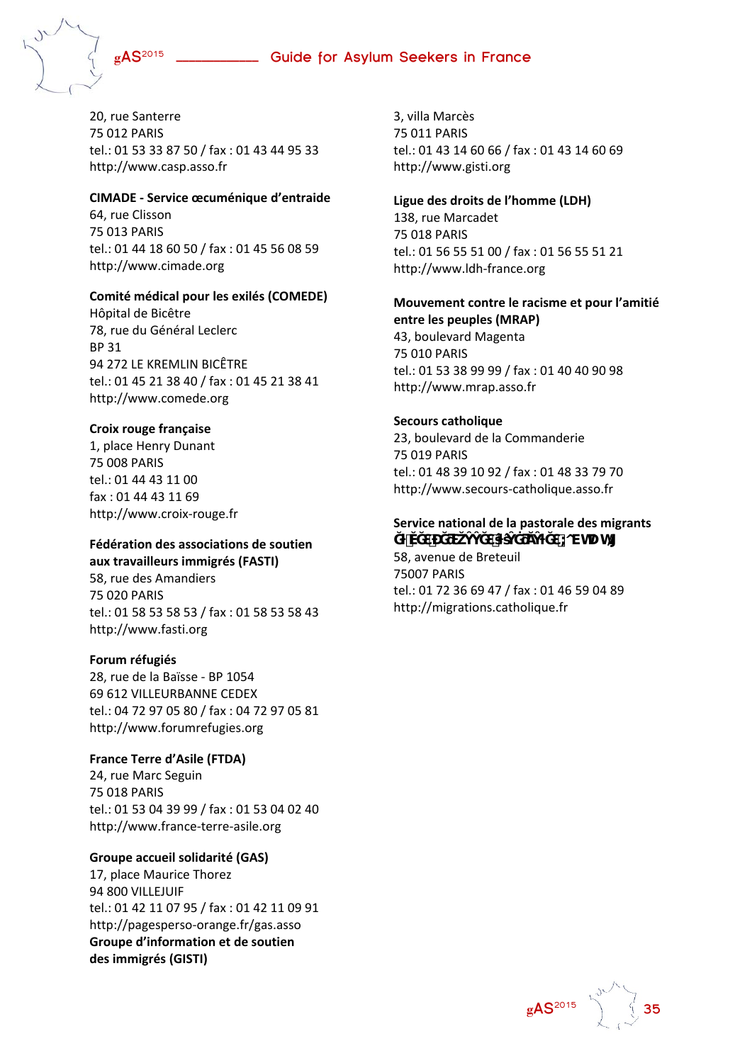20, rue Santerre
75 012 PARIS
tel.: 01 53 33 87 50 / fax : 01 43 44 95 33
http://www.casp.asso.fr

**CIMADE - Service œcuménique d'entraide**
64, rue Clisson
75 013 PARIS
tel.: 01 44 18 60 50 / fax : 01 45 56 08 59
http://www.cimade.org

**Comité médical pour les exilés (COMEDE)**
Hôpital de Bicêtre
78, rue du Général Leclerc
BP 31
94 272 LE KREMLIN BICÊTRE
tel.: 01 45 21 38 40 / fax : 01 45 21 38 41
http://www.comede.org

**Croix rouge française**
1, place Henry Dunant
75 008 PARIS
tel.: 01 44 43 11 00
fax : 01 44 43 11 69
http://www.croix-rouge.fr

**Fédération des associations de soutien aux travailleurs immigrés (FASTI)**
58, rue des Amandiers
75 020 PARIS
tel.: 01 58 53 58 53 / fax : 01 58 53 58 43
http://www.fasti.org

**Forum réfugiés**
28, rue de la Baïsse - BP 1054
69 612 VILLEURBANNE CEDEX
tel.: 04 72 97 05 80 / fax : 04 72 97 05 81
http://www.forumrefugies.org

**France Terre d'Asile (FTDA)**
24, rue Marc Seguin
75 018 PARIS
tel.: 01 53 04 39 99 / fax : 01 53 04 02 40
http://www.france-terre-asile.org

**Groupe accueil solidarité (GAS)**
17, place Maurice Thorez
94 800 VILLEJUIF
tel.: 01 42 11 07 95 / fax : 01 42 11 09 91
http://pagesperso-orange.fr/gas.asso

**Groupe d'information et de soutien des immigrés (GISTI)**
3, villa Marcès
75 011 PARIS
tel.: 01 43 14 60 66 / fax : 01 43 14 60 69
http://www.gisti.org

**Ligue des droits de l'homme (LDH)**
138, rue Marcadet
75 018 PARIS
tel.: 01 56 55 51 00 / fax : 01 56 55 51 21
http://www.ldh-france.org

**Mouvement contre le racisme et pour l'amitié entre les peuples (MRAP)**
43, boulevard Magenta
75 010 PARIS
tel.: 01 53 38 99 99 / fax : 01 40 40 90 98
http://www.mrap.asso.fr

**Secours catholique**
23, boulevard de la Commanderie
75 019 PARIS
tel.: 01 48 39 10 92 / fax : 01 48 33 79 70
http://www.secours-catholique.asso.fr

**Service national de la pastorale des migrants**
**Ǧ[ĚĞĞĐĂĞŽŽĞ[ŚǇĂĞ[^EWDWJ**
58, avenue de Breteuil
75007 PARIS
tel.: 01 72 36 69 47 / fax : 01 46 59 04 89
http://migrations.catholique.fr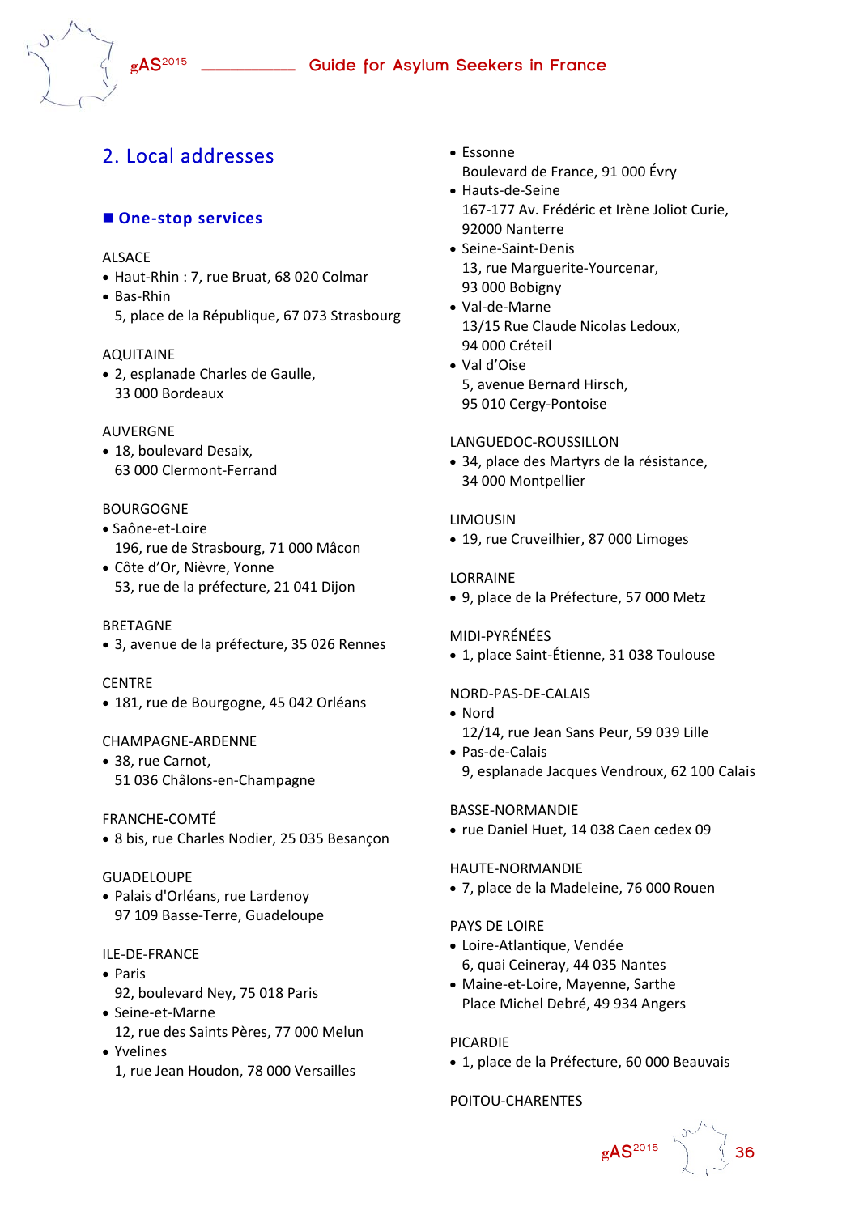## 2. Local addresses

### ■ One-stop services

ALSACE
- Haut-Rhin : 7, rue Bruat, 68 020 Colmar
- Bas-Rhin
  5, place de la République, 67 073 Strasbourg

AQUITAINE
- 2, esplanade Charles de Gaulle,
  33 000 Bordeaux

AUVERGNE
- 18, boulevard Desaix,
  63 000 Clermont-Ferrand

BOURGOGNE
- Saône-et-Loire
  196, rue de Strasbourg, 71 000 Mâcon
- Côte d'Or, Nièvre, Yonne
  53, rue de la préfecture, 21 041 Dijon

BRETAGNE
- 3, avenue de la préfecture, 35 026 Rennes

CENTRE
- 181, rue de Bourgogne, 45 042 Orléans

CHAMPAGNE-ARDENNE
- 38, rue Carnot,
  51 036 Châlons-en-Champagne

FRANCHE-COMTÉ
- 8 bis, rue Charles Nodier, 25 035 Besançon

GUADELOUPE
- Palais d'Orléans, rue Lardenoy
  97 109 Basse-Terre, Guadeloupe

ILE-DE-FRANCE
- Paris
  92, boulevard Ney, 75 018 Paris
- Seine-et-Marne
  12, rue des Saints Pères, 77 000 Melun
- Yvelines
  1, rue Jean Houdon, 78 000 Versailles
- Essonne
  Boulevard de France, 91 000 Évry
- Hauts-de-Seine
  167-177 Av. Frédéric et Irène Joliot Curie,
  92000 Nanterre
- Seine-Saint-Denis
  13, rue Marguerite-Yourcenar,
  93 000 Bobigny
- Val-de-Marne
  13/15 Rue Claude Nicolas Ledoux,
  94 000 Créteil
- Val d'Oise
  5, avenue Bernard Hirsch,
  95 010 Cergy-Pontoise

LANGUEDOC-ROUSSILLON
- 34, place des Martyrs de la résistance,
  34 000 Montpellier

LIMOUSIN
- 19, rue Cruveilhier, 87 000 Limoges

LORRAINE
- 9, place de la Préfecture, 57 000 Metz

MIDI-PYRÉNÉES
- 1, place Saint-Étienne, 31 038 Toulouse

NORD-PAS-DE-CALAIS
- Nord
  12/14, rue Jean Sans Peur, 59 039 Lille
- Pas-de-Calais
  9, esplanade Jacques Vendroux, 62 100 Calais

BASSE-NORMANDIE
- rue Daniel Huet, 14 038 Caen cedex 09

HAUTE-NORMANDIE
- 7, place de la Madeleine, 76 000 Rouen

PAYS DE LOIRE
- Loire-Atlantique, Vendée
  6, quai Ceineray, 44 035 Nantes
- Maine-et-Loire, Mayenne, Sarthe
  Place Michel Debré, 49 934 Angers

PICARDIE
- 1, place de la Préfecture, 60 000 Beauvais

POITOU-CHARENTES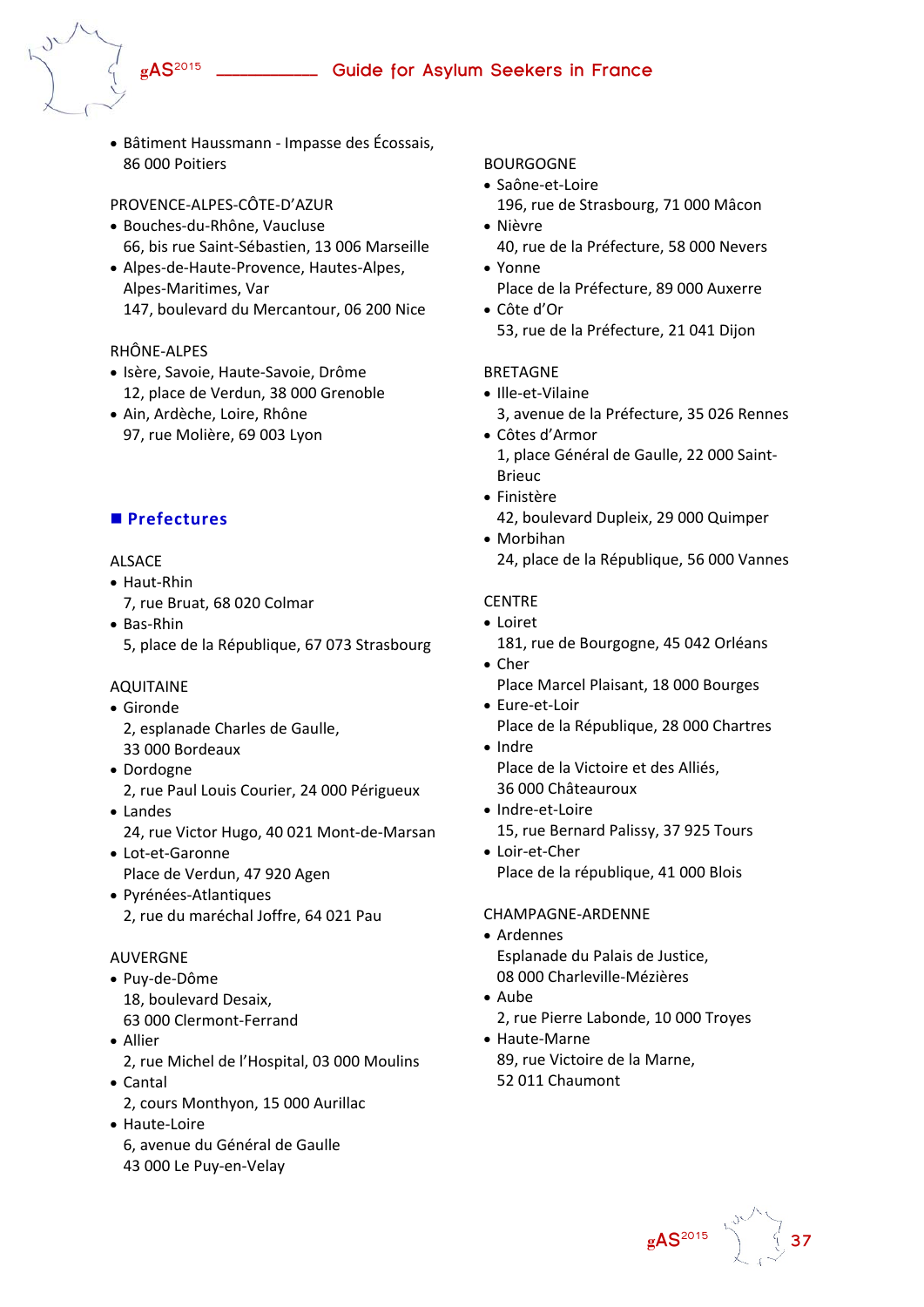- Bâtiment Haussmann - Impasse des Écossais, 86 000 Poitiers

PROVENCE-ALPES-CÔTE-D'AZUR

- Bouches-du-Rhône, Vaucluse
  66, bis rue Saint-Sébastien, 13 006 Marseille
- Alpes-de-Haute-Provence, Hautes-Alpes, Alpes-Maritimes, Var
  147, boulevard du Mercantour, 06 200 Nice

RHÔNE-ALPES

- Isère, Savoie, Haute-Savoie, Drôme
  12, place de Verdun, 38 000 Grenoble
- Ain, Ardèche, Loire, Rhône
  97, rue Molière, 69 003 Lyon

## Prefectures

ALSACE

- Haut-Rhin
  7, rue Bruat, 68 020 Colmar
- Bas-Rhin
  5, place de la République, 67 073 Strasbourg

AQUITAINE

- Gironde
  2, esplanade Charles de Gaulle, 33 000 Bordeaux
- Dordogne
  2, rue Paul Louis Courier, 24 000 Périgueux
- Landes
  24, rue Victor Hugo, 40 021 Mont-de-Marsan
- Lot-et-Garonne
  Place de Verdun, 47 920 Agen
- Pyrénées-Atlantiques
  2, rue du maréchal Joffre, 64 021 Pau

AUVERGNE

- Puy-de-Dôme
  18, boulevard Desaix, 63 000 Clermont-Ferrand
- Allier
  2, rue Michel de l'Hospital, 03 000 Moulins
- Cantal
  2, cours Monthyon, 15 000 Aurillac
- Haute-Loire
  6, avenue du Général de Gaulle 43 000 Le Puy-en-Velay

BOURGOGNE

- Saône-et-Loire
  196, rue de Strasbourg, 71 000 Mâcon
- Nièvre
  40, rue de la Préfecture, 58 000 Nevers
- Yonne
  Place de la Préfecture, 89 000 Auxerre
- Côte d'Or
  53, rue de la Préfecture, 21 041 Dijon

BRETAGNE

- Ille-et-Vilaine
  3, avenue de la Préfecture, 35 026 Rennes
- Côtes d'Armor
  1, place Général de Gaulle, 22 000 Saint-Brieuc
- Finistère
  42, boulevard Dupleix, 29 000 Quimper
- Morbihan
  24, place de la République, 56 000 Vannes

CENTRE

- Loiret
  181, rue de Bourgogne, 45 042 Orléans
- Cher
  Place Marcel Plaisant, 18 000 Bourges
- Eure-et-Loir
  Place de la République, 28 000 Chartres
- Indre
  Place de la Victoire et des Alliés, 36 000 Châteauroux
- Indre-et-Loire
  15, rue Bernard Palissy, 37 925 Tours
- Loir-et-Cher
  Place de la république, 41 000 Blois

CHAMPAGNE-ARDENNE

- Ardennes
  Esplanade du Palais de Justice, 08 000 Charleville-Mézières
- Aube
  2, rue Pierre Labonde, 10 000 Troyes
- Haute-Marne
  89, rue Victoire de la Marne, 52 011 Chaumont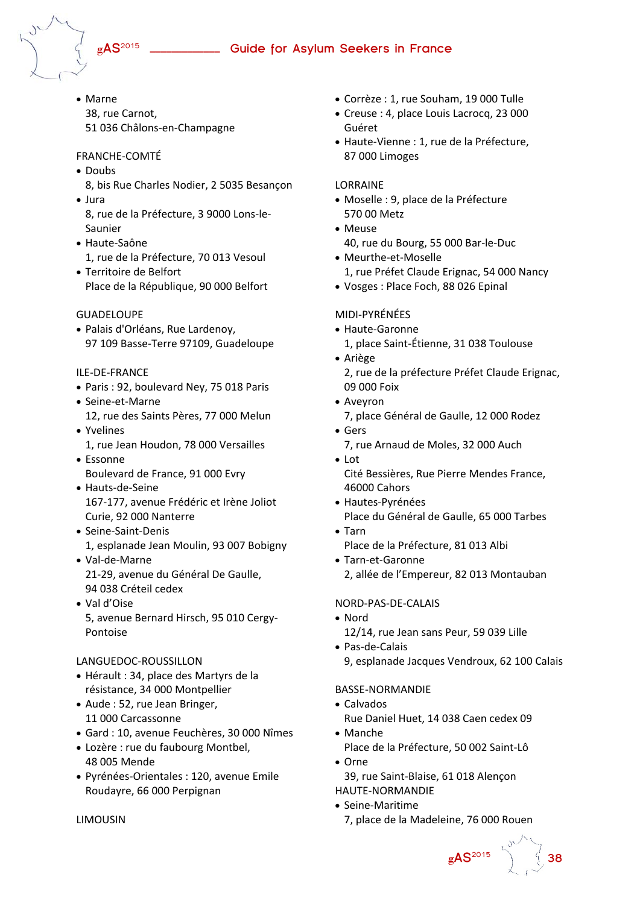- Marne
  38, rue Carnot,
  51 036 Châlons-en-Champagne

FRANCHE-COMTÉ

- Doubs
  8, bis Rue Charles Nodier, 2 5035 Besançon
- Jura
  8, rue de la Préfecture, 3 9000 Lons-le-Saunier
- Haute-Saône
  1, rue de la Préfecture, 70 013 Vesoul
- Territoire de Belfort
  Place de la République, 90 000 Belfort

GUADELOUPE

- Palais d'Orléans, Rue Lardenoy,
  97 109 Basse-Terre 97109, Guadeloupe

ILE-DE-FRANCE

- Paris : 92, boulevard Ney, 75 018 Paris
- Seine-et-Marne
  12, rue des Saints Pères, 77 000 Melun
- Yvelines
  1, rue Jean Houdon, 78 000 Versailles
- Essonne
  Boulevard de France, 91 000 Evry
- Hauts-de-Seine
  167-177, avenue Frédéric et Irène Joliot Curie, 92 000 Nanterre
- Seine-Saint-Denis
  1, esplanade Jean Moulin, 93 007 Bobigny
- Val-de-Marne
  21-29, avenue du Général De Gaulle,
  94 038 Créteil cedex
- Val d'Oise
  5, avenue Bernard Hirsch, 95 010 Cergy-Pontoise

LANGUEDOC-ROUSSILLON

- Hérault : 34, place des Martyrs de la résistance, 34 000 Montpellier
- Aude : 52, rue Jean Bringer,
  11 000 Carcassonne
- Gard : 10, avenue Feuchères, 30 000 Nîmes
- Lozère : rue du faubourg Montbel,
  48 005 Mende
- Pyrénées-Orientales : 120, avenue Emile Roudayre, 66 000 Perpignan

LIMOUSIN

- Corrèze : 1, rue Souham, 19 000 Tulle
- Creuse : 4, place Louis Lacrocq, 23 000 Guéret
- Haute-Vienne : 1, rue de la Préfecture,
  87 000 Limoges

LORRAINE

- Moselle : 9, place de la Préfecture
  570 00 Metz
- Meuse
  40, rue du Bourg, 55 000 Bar-le-Duc
- Meurthe-et-Moselle
  1, rue Préfet Claude Erignac, 54 000 Nancy
- Vosges : Place Foch, 88 026 Epinal

MIDI-PYRÉNÉES

- Haute-Garonne
  1, place Saint-Étienne, 31 038 Toulouse
- Ariège
  2, rue de la préfecture Préfet Claude Erignac,
  09 000 Foix
- Aveyron
  7, place Général de Gaulle, 12 000 Rodez
- Gers
  7, rue Arnaud de Moles, 32 000 Auch
- Lot
  Cité Bessières, Rue Pierre Mendes France,
  46000 Cahors
- Hautes-Pyrénées
  Place du Général de Gaulle, 65 000 Tarbes
- Tarn
  Place de la Préfecture, 81 013 Albi
- Tarn-et-Garonne
  2, allée de l'Empereur, 82 013 Montauban

NORD-PAS-DE-CALAIS

- Nord
  12/14, rue Jean sans Peur, 59 039 Lille
- Pas-de-Calais
  9, esplanade Jacques Vendroux, 62 100 Calais

BASSE-NORMANDIE

- Calvados
  Rue Daniel Huet, 14 038 Caen cedex 09
- Manche
  Place de la Préfecture, 50 002 Saint-Lô
- Orne
  39, rue Saint-Blaise, 61 018 Alençon

HAUTE-NORMANDIE

- Seine-Maritime
  7, place de la Madeleine, 76 000 Rouen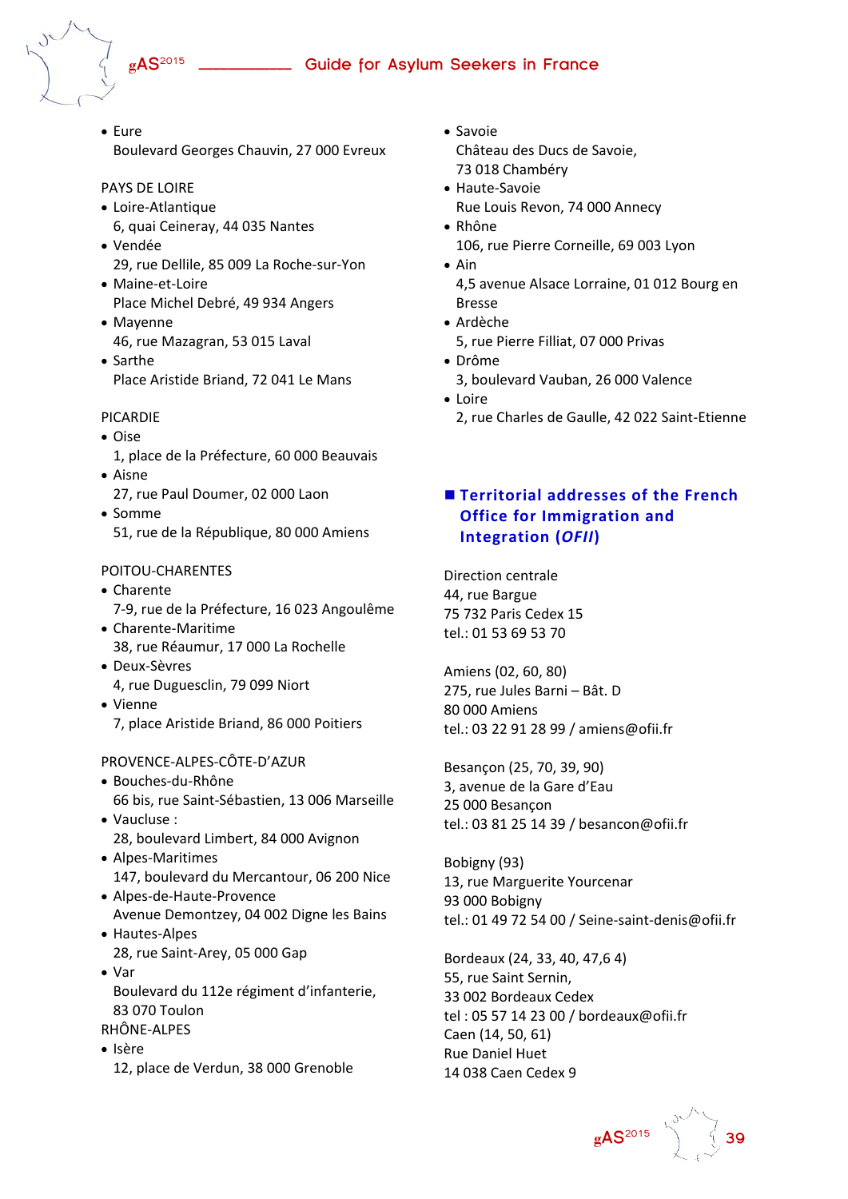- Eure
  Boulevard Georges Chauvin, 27 000 Evreux

PAYS DE LOIRE

- Loire-Atlantique
  6, quai Ceineray, 44 035 Nantes
- Vendée
  29, rue Dellile, 85 009 La Roche-sur-Yon
- Maine-et-Loire
  Place Michel Debré, 49 934 Angers
- Mayenne
  46, rue Mazagran, 53 015 Laval
- Sarthe
  Place Aristide Briand, 72 041 Le Mans

PICARDIE

- Oise
  1, place de la Préfecture, 60 000 Beauvais
- Aisne
  27, rue Paul Doumer, 02 000 Laon
- Somme
  51, rue de la République, 80 000 Amiens

POITOU-CHARENTES

- Charente
  7-9, rue de la Préfecture, 16 023 Angoulême
- Charente-Maritime
  38, rue Réaumur, 17 000 La Rochelle
- Deux-Sèvres
  4, rue Duguesclin, 79 099 Niort
- Vienne
  7, place Aristide Briand, 86 000 Poitiers

PROVENCE-ALPES-CÔTE-D'AZUR

- Bouches-du-Rhône
  66 bis, rue Saint-Sébastien, 13 006 Marseille
- Vaucluse :
  28, boulevard Limbert, 84 000 Avignon
- Alpes-Maritimes
  147, boulevard du Mercantour, 06 200 Nice
- Alpes-de-Haute-Provence
  Avenue Demontzey, 04 002 Digne les Bains
- Hautes-Alpes
  28, rue Saint-Arey, 05 000 Gap
- Var
  Boulevard du 112e régiment d'infanterie, 83 070 Toulon

RHÔNE-ALPES

- Isère
  12, place de Verdun, 38 000 Grenoble
- Savoie
  Château des Ducs de Savoie, 73 018 Chambéry
- Haute-Savoie
  Rue Louis Revon, 74 000 Annecy
- Rhône
  106, rue Pierre Corneille, 69 003 Lyon
- Ain
  4,5 avenue Alsace Lorraine, 01 012 Bourg en Bresse
- Ardèche
  5, rue Pierre Filliat, 07 000 Privas
- Drôme
  3, boulevard Vauban, 26 000 Valence
- Loire
  2, rue Charles de Gaulle, 42 022 Saint-Etienne

## Territorial addresses of the French Office for Immigration and Integration (*OFII*)

Direction centrale
44, rue Bargue
75 732 Paris Cedex 15
tel.: 01 53 69 53 70

Amiens (02, 60, 80)
275, rue Jules Barni – Bât. D
80 000 Amiens
tel.: 03 22 91 28 99 / amiens@ofii.fr

Besançon (25, 70, 39, 90)
3, avenue de la Gare d'Eau
25 000 Besançon
tel.: 03 81 25 14 39 / besancon@ofii.fr

Bobigny (93)
13, rue Marguerite Yourcenar
93 000 Bobigny
tel.: 01 49 72 54 00 / Seine-saint-denis@ofii.fr

Bordeaux (24, 33, 40, 47,6 4)
55, rue Saint Sernin,
33 002 Bordeaux Cedex
tel : 05 57 14 23 00 / bordeaux@ofii.fr

Caen (14, 50, 61)
Rue Daniel Huet
14 038 Caen Cedex 9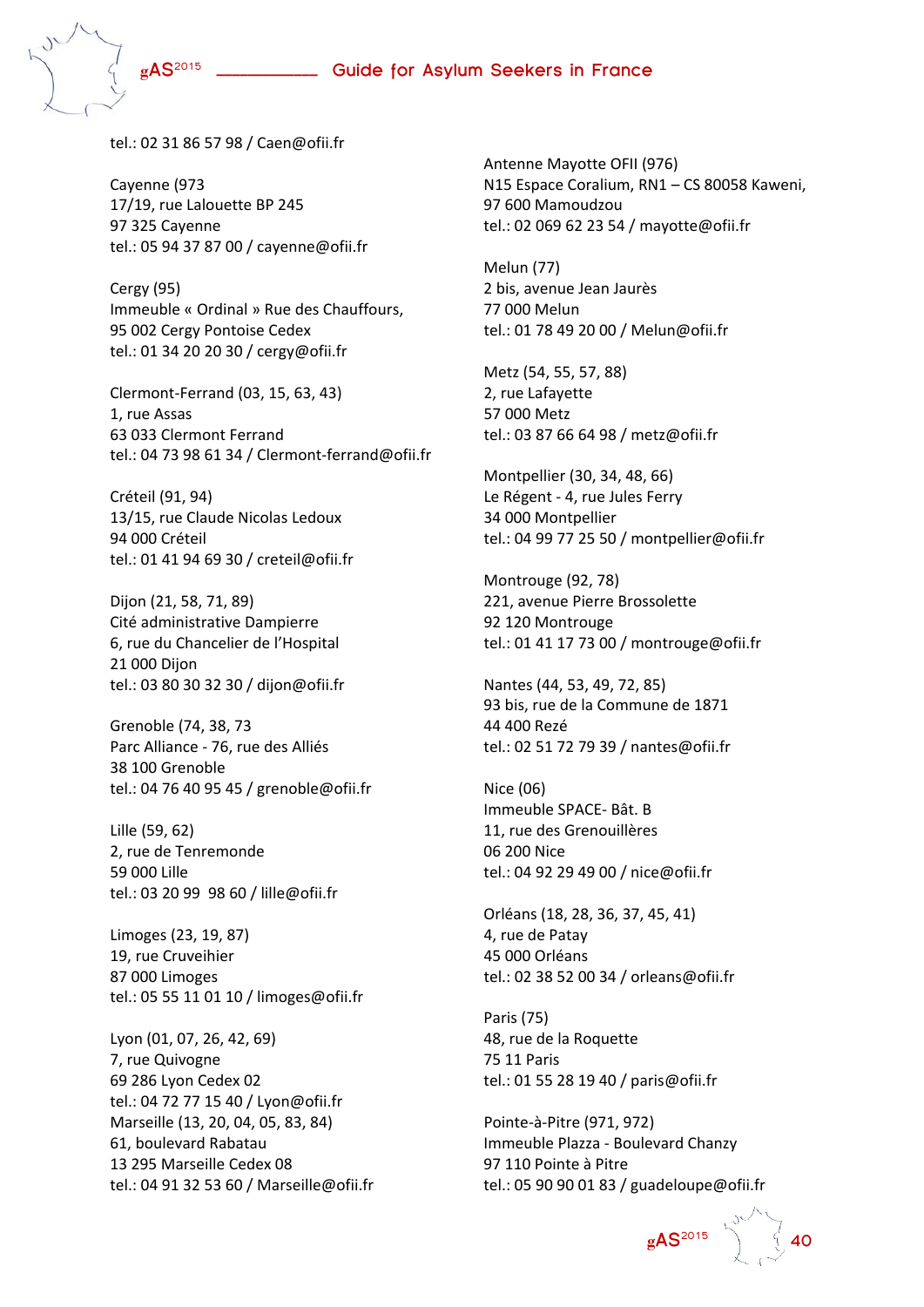tel.: 02 31 86 57 98 / Caen@ofii.fr

Cayenne (973
17/19, rue Lalouette BP 245
97 325 Cayenne
tel.: 05 94 37 87 00 / cayenne@ofii.fr

Cergy (95)
Immeuble « Ordinal » Rue des Chauffours,
95 002 Cergy Pontoise Cedex
tel.: 01 34 20 20 30 / cergy@ofii.fr

Clermont-Ferrand (03, 15, 63, 43)
1, rue Assas
63 033 Clermont Ferrand
tel.: 04 73 98 61 34 / Clermont-ferrand@ofii.fr

Créteil (91, 94)
13/15, rue Claude Nicolas Ledoux
94 000 Créteil
tel.: 01 41 94 69 30 / creteil@ofii.fr

Dijon (21, 58, 71, 89)
Cité administrative Dampierre
6, rue du Chancelier de l'Hospital
21 000 Dijon
tel.: 03 80 30 32 30 / dijon@ofii.fr

Grenoble (74, 38, 73
Parc Alliance - 76, rue des Alliés
38 100 Grenoble
tel.: 04 76 40 95 45 / grenoble@ofii.fr

Lille (59, 62)
2, rue de Tenremonde
59 000 Lille
tel.: 03 20 99 98 60 / lille@ofii.fr

Limoges (23, 19, 87)
19, rue Cruveihier
87 000 Limoges
tel.: 05 55 11 01 10 / limoges@ofii.fr

Lyon (01, 07, 26, 42, 69)
7, rue Quivogne
69 286 Lyon Cedex 02
tel.: 04 72 77 15 40 / Lyon@ofii.fr

Marseille (13, 20, 04, 05, 83, 84)
61, boulevard Rabatau
13 295 Marseille Cedex 08
tel.: 04 91 32 53 60 / Marseille@ofii.fr

Antenne Mayotte OFII (976)
N15 Espace Coralium, RN1 – CS 80058 Kaweni,
97 600 Mamoudzou
tel.: 02 069 62 23 54 / mayotte@ofii.fr

Melun (77)
2 bis, avenue Jean Jaurès
77 000 Melun
tel.: 01 78 49 20 00 / Melun@ofii.fr

Metz (54, 55, 57, 88)
2, rue Lafayette
57 000 Metz
tel.: 03 87 66 64 98 / metz@ofii.fr

Montpellier (30, 34, 48, 66)
Le Régent - 4, rue Jules Ferry
34 000 Montpellier
tel.: 04 99 77 25 50 / montpellier@ofii.fr

Montrouge (92, 78)
221, avenue Pierre Brossolette
92 120 Montrouge
tel.: 01 41 17 73 00 / montrouge@ofii.fr

Nantes (44, 53, 49, 72, 85)
93 bis, rue de la Commune de 1871
44 400 Rezé
tel.: 02 51 72 79 39 / nantes@ofii.fr

Nice (06)
Immeuble SPACE- Bât. B
11, rue des Grenouillères
06 200 Nice
tel.: 04 92 29 49 00 / nice@ofii.fr

Orléans (18, 28, 36, 37, 45, 41)
4, rue de Patay
45 000 Orléans
tel.: 02 38 52 00 34 / orleans@ofii.fr

Paris (75)
48, rue de la Roquette
75 11 Paris
tel.: 01 55 28 19 40 / paris@ofii.fr

Pointe-à-Pitre (971, 972)
Immeuble Plazza - Boulevard Chanzy
97 110 Pointe à Pitre
tel.: 05 90 90 01 83 / guadeloupe@ofii.fr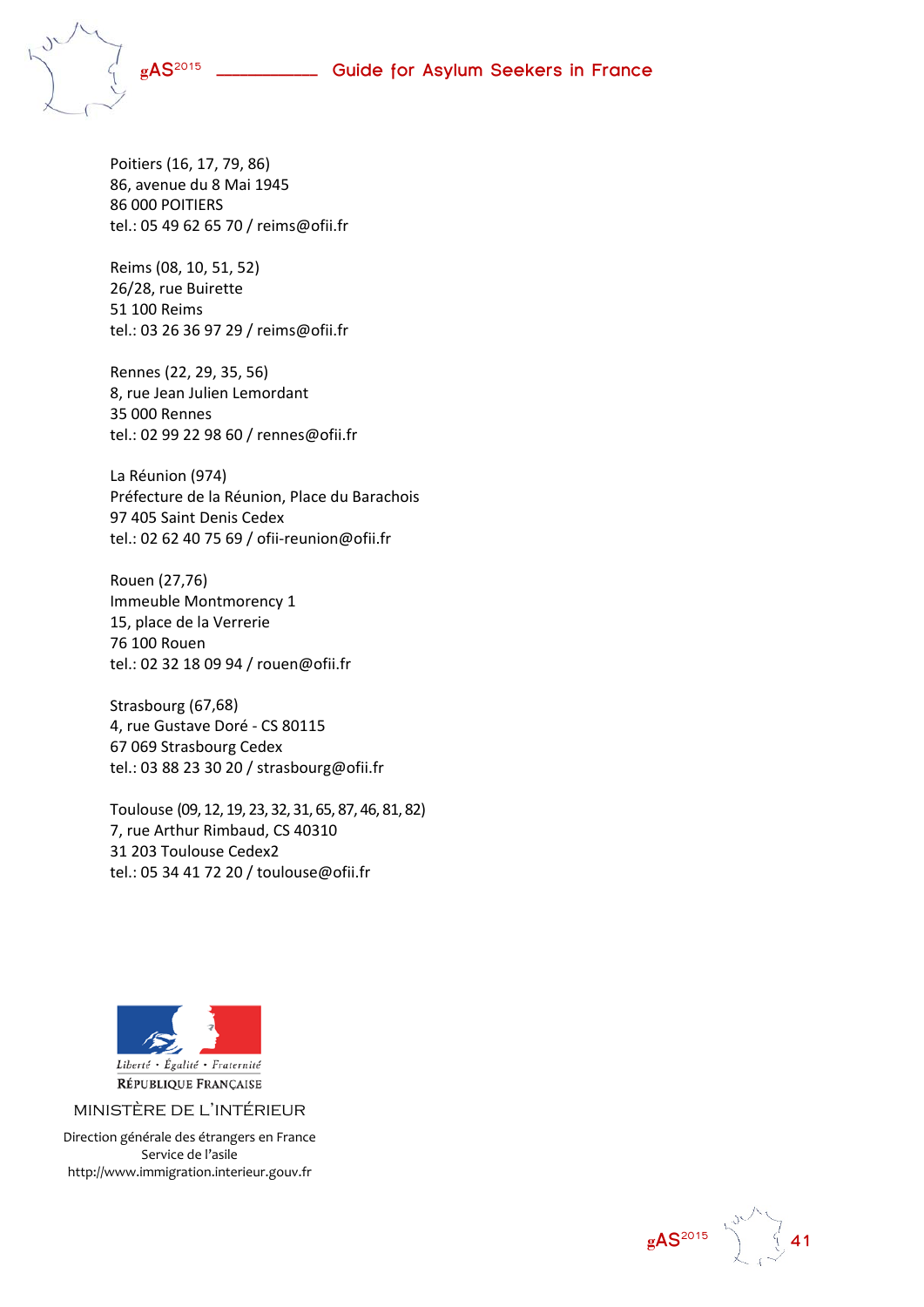Poitiers (16, 17, 79, 86)
86, avenue du 8 Mai 1945
86 000 POITIERS
tel.: 05 49 62 65 70 / reims@ofii.fr

Reims (08, 10, 51, 52)
26/28, rue Buirette
51 100 Reims
tel.: 03 26 36 97 29 / reims@ofii.fr

Rennes (22, 29, 35, 56)
8, rue Jean Julien Lemordant
35 000 Rennes
tel.: 02 99 22 98 60 / rennes@ofii.fr

La Réunion (974)
Préfecture de la Réunion, Place du Barachois
97 405 Saint Denis Cedex
tel.: 02 62 40 75 69 / ofii-reunion@ofii.fr

Rouen (27,76)
Immeuble Montmorency 1
15, place de la Verrerie
76 100 Rouen
tel.: 02 32 18 09 94 / rouen@ofii.fr

Strasbourg (67,68)
4, rue Gustave Doré - CS 80115
67 069 Strasbourg Cedex
tel.: 03 88 23 30 20 / strasbourg@ofii.fr

Toulouse (09, 12, 19, 23, 32, 31, 65, 87, 46, 81, 82)
7, rue Arthur Rimbaud, CS 40310
31 203 Toulouse Cedex2
tel.: 05 34 41 72 20 / toulouse@ofii.fr

Liberté • Égalité • Fraternité
RÉPUBLIQUE FRANÇAISE

MINISTÈRE DE L'INTÉRIEUR

Direction générale des étrangers en France
Service de l'asile
http://www.immigration.interieur.gouv.fr